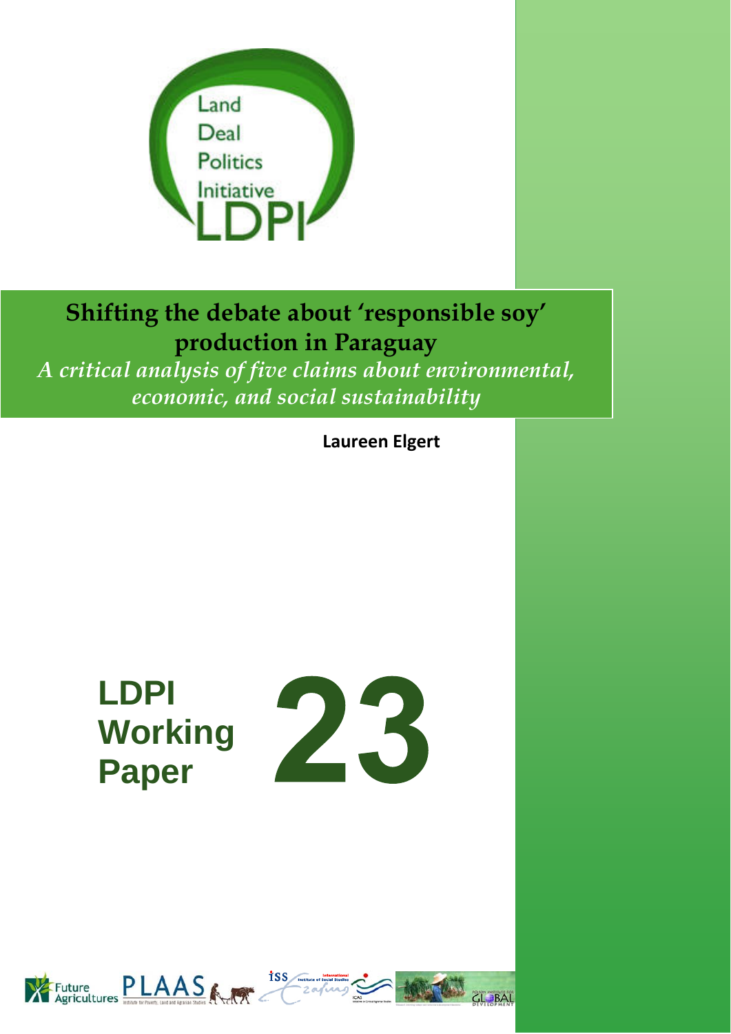Land Deal Politics Initiative

LDPI

# Shifting the debate about 'responsible soy' production in Paraguay

*A critical analysis of five claims about environmental, economic, and social sustainability*

**Laureen Elgert**

**LDPI Working Paper 23**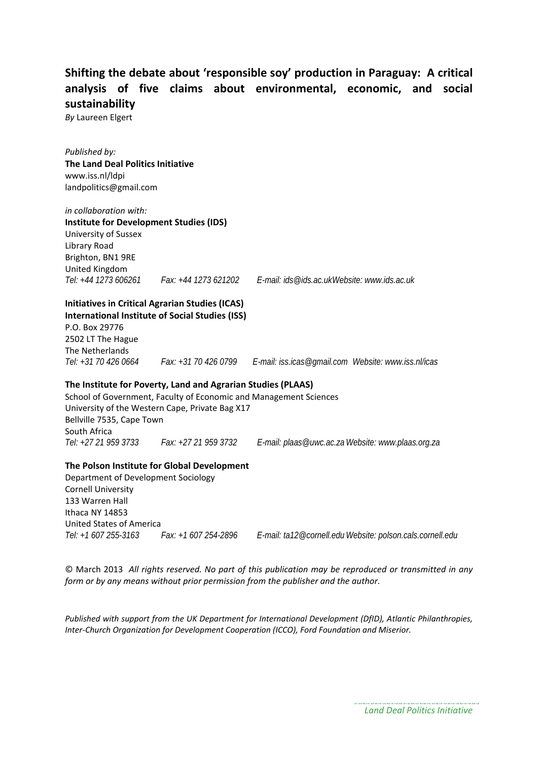# Shifting the debate about 'responsible soy' production in Paraguay: A critical analysis of five claims about environmental, economic, and social sustainability

*By* Laureen Elgert

*Published by:*
**The Land Deal Politics Initiative**
www.iss.nl/ldpi
landpolitics@gmail.com

*in collaboration with:*
**Institute for Development Studies (IDS)**
University of Sussex
Library Road
Brighton, BN1 9RE
United Kingdom
*Tel: +44 1273 606261  Fax: +44 1273 621202  E-mail: ids@ids.ac.ukWebsite: www.ids.ac.uk*

**Initiatives in Critical Agrarian Studies (ICAS)**
**International Institute of Social Studies (ISS)**
P.O. Box 29776
2502 LT The Hague
The Netherlands
*Tel: +31 70 426 0664  Fax: +31 70 426 0799  E-mail: iss.icas@gmail.com  Website: www.iss.nl/icas*

**The Institute for Poverty, Land and Agrarian Studies (PLAAS)**
School of Government, Faculty of Economic and Management Sciences
University of the Western Cape, Private Bag X17
Bellville 7535, Cape Town
South Africa
*Tel: +27 21 959 3733  Fax: +27 21 959 3732  E-mail: plaas@uwc.ac.za Website: www.plaas.org.za*

**The Polson Institute for Global Development**
Department of Development Sociology
Cornell University
133 Warren Hall
Ithaca NY 14853
United States of America
*Tel: +1 607 255-3163  Fax: +1 607 254-2896  E-mail: ta12@cornell.edu Website: polson.cals.cornell.edu*

© March 2013 *All rights reserved. No part of this publication may be reproduced or transmitted in any form or by any means without prior permission from the publisher and the author.*

*Published with support from the UK Department for International Development (DfID), Atlantic Philanthropies, Inter-Church Organization for Development Cooperation (ICCO), Ford Foundation and Miserior.*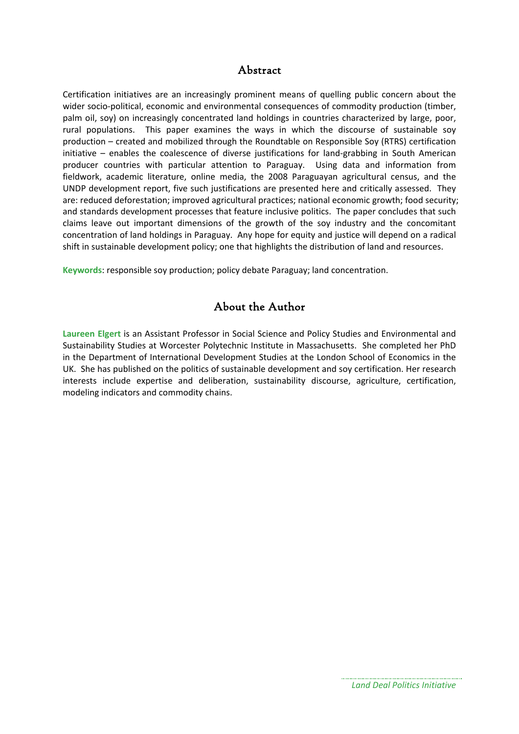## Abstract

Certification initiatives are an increasingly prominent means of quelling public concern about the wider socio-political, economic and environmental consequences of commodity production (timber, palm oil, soy) on increasingly concentrated land holdings in countries characterized by large, poor, rural populations. This paper examines the ways in which the discourse of sustainable soy production – created and mobilized through the Roundtable on Responsible Soy (RTRS) certification initiative – enables the coalescence of diverse justifications for land-grabbing in South American producer countries with particular attention to Paraguay. Using data and information from fieldwork, academic literature, online media, the 2008 Paraguayan agricultural census, and the UNDP development report, five such justifications are presented here and critically assessed. They are: reduced deforestation; improved agricultural practices; national economic growth; food security; and standards development processes that feature inclusive politics. The paper concludes that such claims leave out important dimensions of the growth of the soy industry and the concomitant concentration of land holdings in Paraguay. Any hope for equity and justice will depend on a radical shift in sustainable development policy; one that highlights the distribution of land and resources.

**Keywords**: responsible soy production; policy debate Paraguay; land concentration.

## About the Author

**Laureen Elgert** is an Assistant Professor in Social Science and Policy Studies and Environmental and Sustainability Studies at Worcester Polytechnic Institute in Massachusetts. She completed her PhD in the Department of International Development Studies at the London School of Economics in the UK. She has published on the politics of sustainable development and soy certification. Her research interests include expertise and deliberation, sustainability discourse, agriculture, certification, modeling indicators and commodity chains.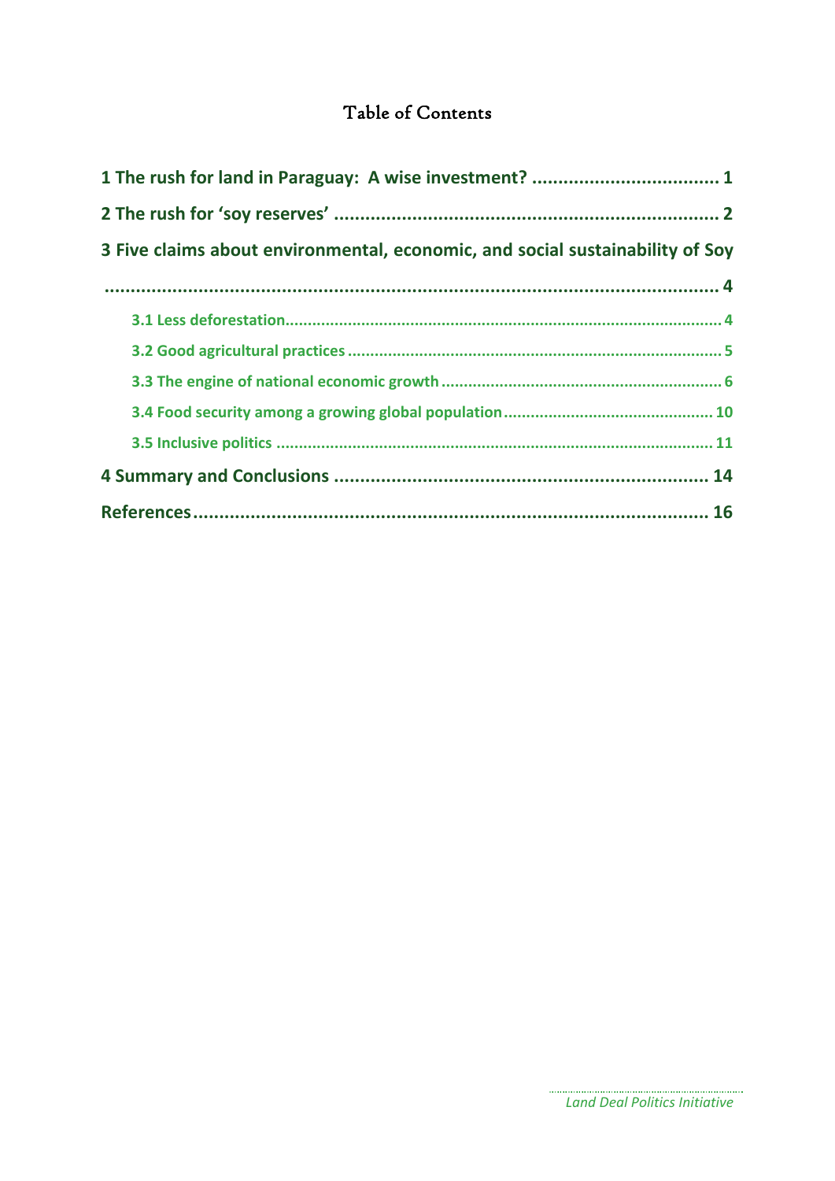# Table of Contents

1 The rush for land in Paraguay: A wise investment? ................................... 1

2 The rush for 'soy reserves' ......................................................................... 2

3 Five claims about environmental, economic, and social sustainability of Soy ......................................................................................................................... 4

3.1 Less deforestation................................................................................................ 4

3.2 Good agricultural practices ................................................................................... 5

3.3 The engine of national economic growth ............................................................... 6

3.4 Food security among a growing global population .............................................. 10

3.5 Inclusive politics ................................................................................................. 11

4 Summary and Conclusions ....................................................................... 14

References.................................................................................................. 16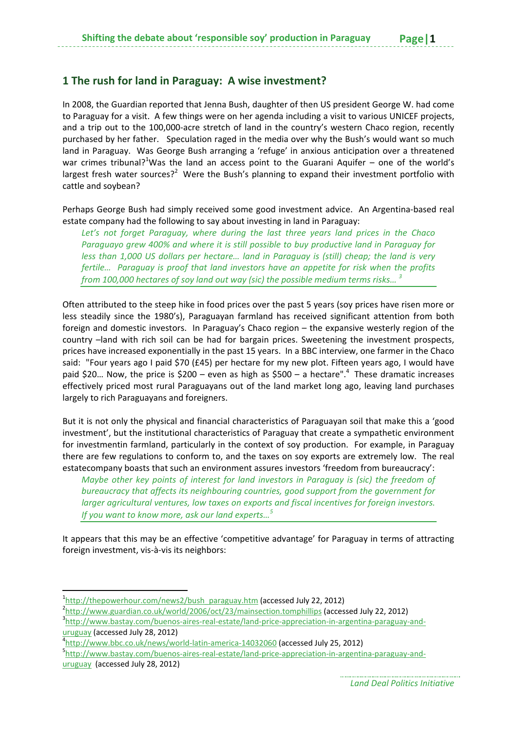## 1 The rush for land in Paraguay: A wise investment?

In 2008, the Guardian reported that Jenna Bush, daughter of then US president George W. had come to Paraguay for a visit. A few things were on her agenda including a visit to various UNICEF projects, and a trip out to the 100,000-acre stretch of land in the country's western Chaco region, recently purchased by her father. Speculation raged in the media over why the Bush's would want so much land in Paraguay. Was George Bush arranging a 'refuge' in anxious anticipation over a threatened war crimes tribunal?[1]Was the land an access point to the Guarani Aquifer – one of the world's largest fresh water sources?[2] Were the Bush's planning to expand their investment portfolio with cattle and soybean?

Perhaps George Bush had simply received some good investment advice. An Argentina-based real estate company had the following to say about investing in land in Paraguay:

> *Let's not forget Paraguay, where during the last three years land prices in the Chaco Paraguayo grew 400% and where it is still possible to buy productive land in Paraguay for less than 1,000 US dollars per hectare… land in Paraguay is (still) cheap; the land is very fertile… Paraguay is proof that land investors have an appetite for risk when the profits from 100,000 hectares of soy land out way (sic) the possible medium terms risks…* [3]

Often attributed to the steep hike in food prices over the past 5 years (soy prices have risen more or less steadily since the 1980's), Paraguayan farmland has received significant attention from both foreign and domestic investors. In Paraguay's Chaco region – the expansive westerly region of the country –land with rich soil can be had for bargain prices. Sweetening the investment prospects, prices have increased exponentially in the past 15 years. In a BBC interview, one farmer in the Chaco said: "Four years ago I paid $70 (£45) per hectare for my new plot. Fifteen years ago, I would have paid $20… Now, the price is $200 – even as high as $500 – a hectare".[4] These dramatic increases effectively priced most rural Paraguayans out of the land market long ago, leaving land purchases largely to rich Paraguayans and foreigners.

But it is not only the physical and financial characteristics of Paraguayan soil that make this a 'good investment', but the institutional characteristics of Paraguay that create a sympathetic environment for investmentin farmland, particularly in the context of soy production. For example, in Paraguay there are few regulations to conform to, and the taxes on soy exports are extremely low. The real estatecompany boasts that such an environment assures investors 'freedom from bureaucracy':

> *Maybe other key points of interest for land investors in Paraguay is (sic) the freedom of bureaucracy that affects its neighbouring countries, good support from the government for larger agricultural ventures, low taxes on exports and fiscal incentives for foreign investors. If you want to know more, ask our land experts…* [5]

It appears that this may be an effective 'competitive advantage' for Paraguay in terms of attracting foreign investment, vis-à-vis its neighbors:

---

[1] http://thepowerhour.com/news2/bush_paraguay.htm (accessed July 22, 2012)

[2] http://www.guardian.co.uk/world/2006/oct/23/mainsection.tomphillips (accessed July 22, 2012)

[3] http://www.bastay.com/buenos-aires-real-estate/land-price-appreciation-in-argentina-paraguay-and-uruguay (accessed July 28, 2012)

[4] http://www.bbc.co.uk/news/world-latin-america-14032060 (accessed July 25, 2012)

[5] http://www.bastay.com/buenos-aires-real-estate/land-price-appreciation-in-argentina-paraguay-and-uruguay (accessed July 28, 2012)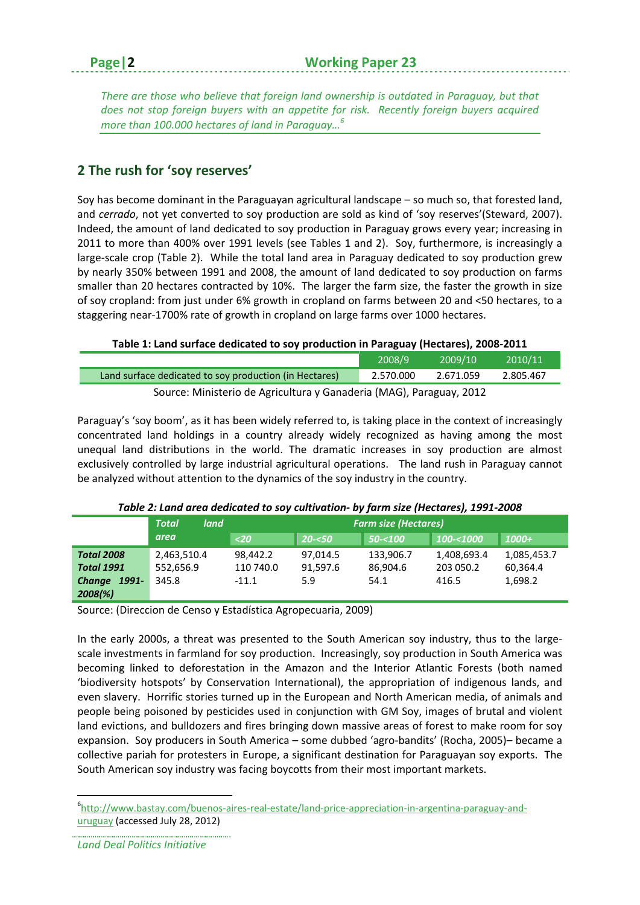*There are those who believe that foreign land ownership is outdated in Paraguay, but that does not stop foreign buyers with an appetite for risk. Recently foreign buyers acquired more than 100.000 hectares of land in Paraguay…*[6]

## 2 The rush for 'soy reserves'

Soy has become dominant in the Paraguayan agricultural landscape – so much so, that forested land, and *cerrado*, not yet converted to soy production are sold as kind of 'soy reserves'(Steward, 2007). Indeed, the amount of land dedicated to soy production in Paraguay grows every year; increasing in 2011 to more than 400% over 1991 levels (see Tables 1 and 2). Soy, furthermore, is increasingly a large-scale crop (Table 2). While the total land area in Paraguay dedicated to soy production grew by nearly 350% between 1991 and 2008, the amount of land dedicated to soy production on farms smaller than 20 hectares contracted by 10%. The larger the farm size, the faster the growth in size of soy cropland: from just under 6% growth in cropland on farms between 20 and <50 hectares, to a staggering near-1700% rate of growth in cropland on large farms over 1000 hectares.

**Table 1: Land surface dedicated to soy production in Paraguay (Hectares), 2008-2011**

| | 2008/9 | 2009/10 | 2010/11 |
|---|---|---|---|
| Land surface dedicated to soy production (in Hectares) | 2.570.000 | 2.671.059 | 2.805.467 |

Source: Ministerio de Agricultura y Ganaderia (MAG), Paraguay, 2012

Paraguay's 'soy boom', as it has been widely referred to, is taking place in the context of increasingly concentrated land holdings in a country already widely recognized as having among the most unequal land distributions in the world. The dramatic increases in soy production are almost exclusively controlled by large industrial agricultural operations. The land rush in Paraguay cannot be analyzed without attention to the dynamics of the soy industry in the country.

***Table 2: Land area dedicated to soy cultivation- by farm size (Hectares), 1991-2008***

| | *Total land area* | *Farm size (Hectares)* | | | | |
|---|---|---|---|---|---|---|
| | | *<20* | *20-<50* | *50-<100* | *100-<1000* | *1000+* |
| ***Total 2008*** | 2,463,510.4 | 98,442.2 | 97,014.5 | 133,906.7 | 1,408,693.4 | 1,085,453.7 |
| ***Total 1991*** | 552,656.9 | 110 740.0 | 91,597.6 | 86,904.6 | 203 050.2 | 60,364.4 |
| ***Change 1991-2008(%)*** | 345.8 | -11.1 | 5.9 | 54.1 | 416.5 | 1,698.2 |

Source: (Direccion de Censo y Estadística Agropecuaria, 2009)

In the early 2000s, a threat was presented to the South American soy industry, thus to the large-scale investments in farmland for soy production. Increasingly, soy production in South America was becoming linked to deforestation in the Amazon and the Interior Atlantic Forests (both named 'biodiversity hotspots' by Conservation International), the appropriation of indigenous lands, and even slavery. Horrific stories turned up in the European and North American media, of animals and people being poisoned by pesticides used in conjunction with GM Soy, images of brutal and violent land evictions, and bulldozers and fires bringing down massive areas of forest to make room for soy expansion. Soy producers in South America – some dubbed 'agro-bandits' (Rocha, 2005)– became a collective pariah for protesters in Europe, a significant destination for Paraguayan soy exports. The South American soy industry was facing boycotts from their most important markets.

[6] http://www.bastay.com/buenos-aires-real-estate/land-price-appreciation-in-argentina-paraguay-and-uruguay (accessed July 28, 2012)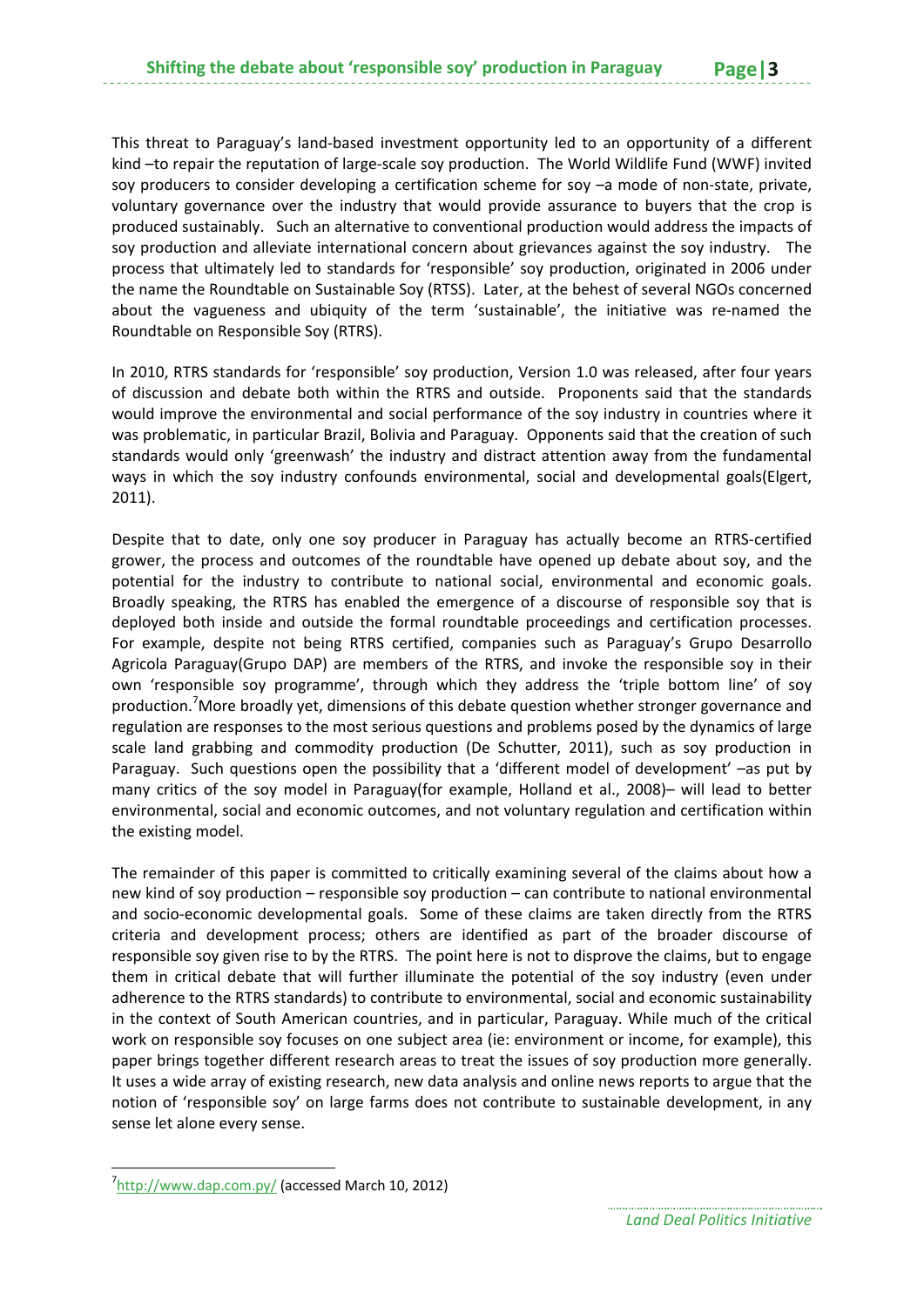This threat to Paraguay's land-based investment opportunity led to an opportunity of a different kind –to repair the reputation of large-scale soy production. The World Wildlife Fund (WWF) invited soy producers to consider developing a certification scheme for soy –a mode of non-state, private, voluntary governance over the industry that would provide assurance to buyers that the crop is produced sustainably. Such an alternative to conventional production would address the impacts of soy production and alleviate international concern about grievances against the soy industry. The process that ultimately led to standards for 'responsible' soy production, originated in 2006 under the name the Roundtable on Sustainable Soy (RTSS). Later, at the behest of several NGOs concerned about the vagueness and ubiquity of the term 'sustainable', the initiative was re-named the Roundtable on Responsible Soy (RTRS).

In 2010, RTRS standards for 'responsible' soy production, Version 1.0 was released, after four years of discussion and debate both within the RTRS and outside. Proponents said that the standards would improve the environmental and social performance of the soy industry in countries where it was problematic, in particular Brazil, Bolivia and Paraguay. Opponents said that the creation of such standards would only 'greenwash' the industry and distract attention away from the fundamental ways in which the soy industry confounds environmental, social and developmental goals(Elgert, 2011).

Despite that to date, only one soy producer in Paraguay has actually become an RTRS-certified grower, the process and outcomes of the roundtable have opened up debate about soy, and the potential for the industry to contribute to national social, environmental and economic goals. Broadly speaking, the RTRS has enabled the emergence of a discourse of responsible soy that is deployed both inside and outside the formal roundtable proceedings and certification processes. For example, despite not being RTRS certified, companies such as Paraguay's Grupo Desarrollo Agricola Paraguay(Grupo DAP) are members of the RTRS, and invoke the responsible soy in their own 'responsible soy programme', through which they address the 'triple bottom line' of soy production.[7]More broadly yet, dimensions of this debate question whether stronger governance and regulation are responses to the most serious questions and problems posed by the dynamics of large scale land grabbing and commodity production (De Schutter, 2011), such as soy production in Paraguay. Such questions open the possibility that a 'different model of development' –as put by many critics of the soy model in Paraguay(for example, Holland et al., 2008)– will lead to better environmental, social and economic outcomes, and not voluntary regulation and certification within the existing model.

The remainder of this paper is committed to critically examining several of the claims about how a new kind of soy production – responsible soy production – can contribute to national environmental and socio-economic developmental goals. Some of these claims are taken directly from the RTRS criteria and development process; others are identified as part of the broader discourse of responsible soy given rise to by the RTRS. The point here is not to disprove the claims, but to engage them in critical debate that will further illuminate the potential of the soy industry (even under adherence to the RTRS standards) to contribute to environmental, social and economic sustainability in the context of South American countries, and in particular, Paraguay. While much of the critical work on responsible soy focuses on one subject area (ie: environment or income, for example), this paper brings together different research areas to treat the issues of soy production more generally. It uses a wide array of existing research, new data analysis and online news reports to argue that the notion of 'responsible soy' on large farms does not contribute to sustainable development, in any sense let alone every sense.

---

[7] http://www.dap.com.py/ (accessed March 10, 2012)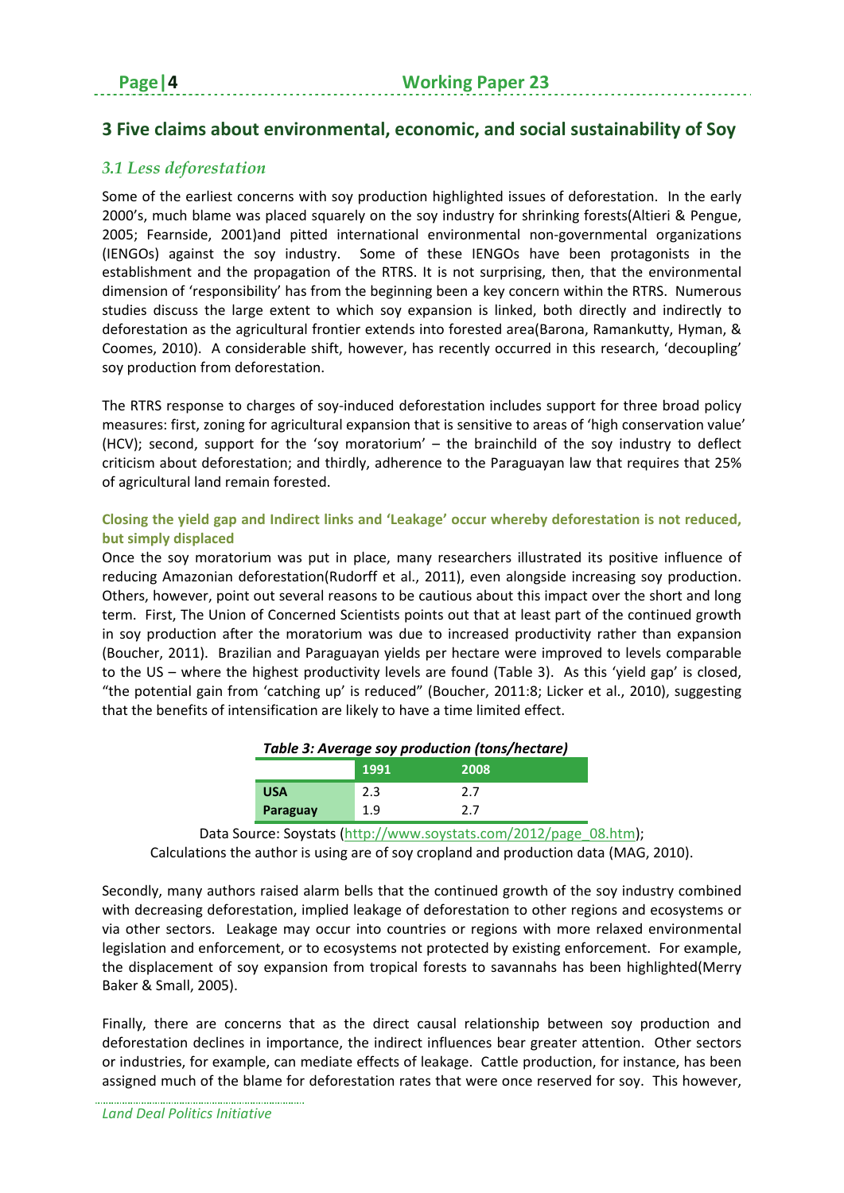## 3 Five claims about environmental, economic, and social sustainability of Soy

### *3.1 Less deforestation*

Some of the earliest concerns with soy production highlighted issues of deforestation. In the early 2000's, much blame was placed squarely on the soy industry for shrinking forests(Altieri & Pengue, 2005; Fearnside, 2001)and pitted international environmental non-governmental organizations (IENGOs) against the soy industry. Some of these IENGOs have been protagonists in the establishment and the propagation of the RTRS. It is not surprising, then, that the environmental dimension of 'responsibility' has from the beginning been a key concern within the RTRS. Numerous studies discuss the large extent to which soy expansion is linked, both directly and indirectly to deforestation as the agricultural frontier extends into forested area(Barona, Ramankutty, Hyman, & Coomes, 2010). A considerable shift, however, has recently occurred in this research, 'decoupling' soy production from deforestation.

The RTRS response to charges of soy-induced deforestation includes support for three broad policy measures: first, zoning for agricultural expansion that is sensitive to areas of 'high conservation value' (HCV); second, support for the 'soy moratorium' – the brainchild of the soy industry to deflect criticism about deforestation; and thirdly, adherence to the Paraguayan law that requires that 25% of agricultural land remain forested.

#### Closing the yield gap and Indirect links and 'Leakage' occur whereby deforestation is not reduced, but simply displaced

Once the soy moratorium was put in place, many researchers illustrated its positive influence of reducing Amazonian deforestation(Rudorff et al., 2011), even alongside increasing soy production. Others, however, point out several reasons to be cautious about this impact over the short and long term. First, The Union of Concerned Scientists points out that at least part of the continued growth in soy production after the moratorium was due to increased productivity rather than expansion (Boucher, 2011). Brazilian and Paraguayan yields per hectare were improved to levels comparable to the US – where the highest productivity levels are found (Table 3). As this 'yield gap' is closed, "the potential gain from 'catching up' is reduced" (Boucher, 2011:8; Licker et al., 2010), suggesting that the benefits of intensification are likely to have a time limited effect.

***Table 3: Average soy production (tons/hectare)***

| | 1991 | 2008 |
|---|---|---|
| **USA** | 2.3 | 2.7 |
| **Paraguay** | 1.9 | 2.7 |

Data Source: Soystats (http://www.soystats.com/2012/page_08.htm);
Calculations the author is using are of soy cropland and production data (MAG, 2010).

Secondly, many authors raised alarm bells that the continued growth of the soy industry combined with decreasing deforestation, implied leakage of deforestation to other regions and ecosystems or via other sectors. Leakage may occur into countries or regions with more relaxed environmental legislation and enforcement, or to ecosystems not protected by existing enforcement. For example, the displacement of soy expansion from tropical forests to savannahs has been highlighted(Merry Baker & Small, 2005).

Finally, there are concerns that as the direct causal relationship between soy production and deforestation declines in importance, the indirect influences bear greater attention. Other sectors or industries, for example, can mediate effects of leakage. Cattle production, for instance, has been assigned much of the blame for deforestation rates that were once reserved for soy. This however,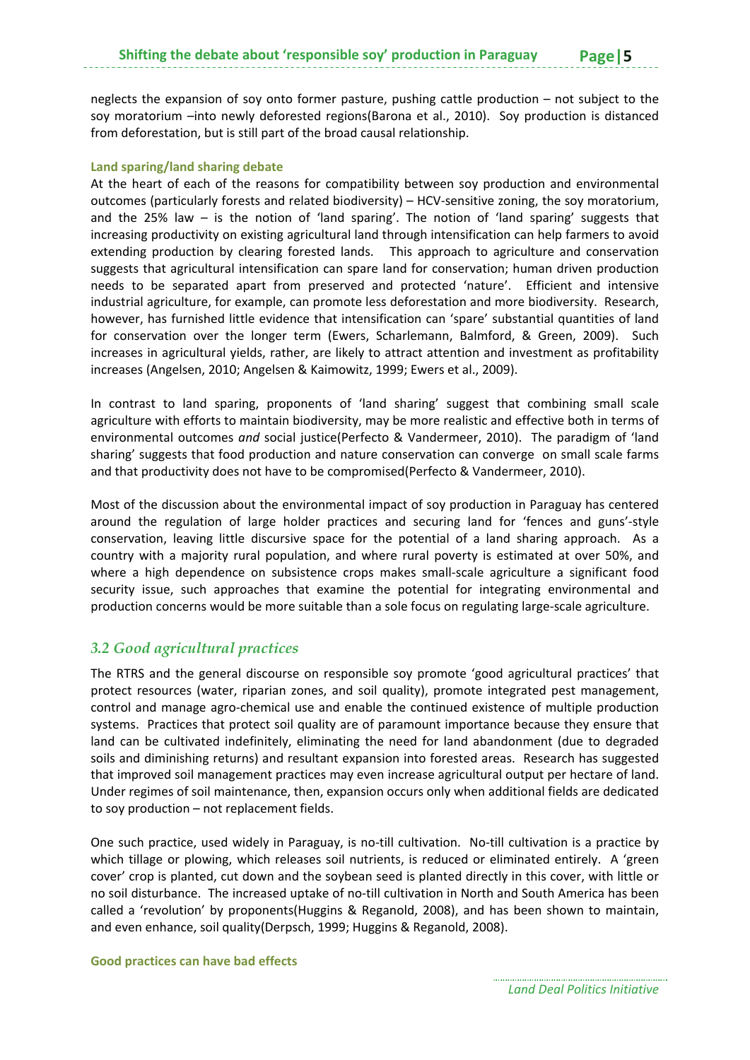neglects the expansion of soy onto former pasture, pushing cattle production – not subject to the soy moratorium –into newly deforested regions(Barona et al., 2010). Soy production is distanced from deforestation, but is still part of the broad causal relationship.

#### Land sparing/land sharing debate

At the heart of each of the reasons for compatibility between soy production and environmental outcomes (particularly forests and related biodiversity) – HCV-sensitive zoning, the soy moratorium, and the 25% law – is the notion of 'land sparing'. The notion of 'land sparing' suggests that increasing productivity on existing agricultural land through intensification can help farmers to avoid extending production by clearing forested lands. This approach to agriculture and conservation suggests that agricultural intensification can spare land for conservation; human driven production needs to be separated apart from preserved and protected 'nature'. Efficient and intensive industrial agriculture, for example, can promote less deforestation and more biodiversity. Research, however, has furnished little evidence that intensification can 'spare' substantial quantities of land for conservation over the longer term (Ewers, Scharlemann, Balmford, & Green, 2009). Such increases in agricultural yields, rather, are likely to attract attention and investment as profitability increases (Angelsen, 2010; Angelsen & Kaimowitz, 1999; Ewers et al., 2009).

In contrast to land sparing, proponents of 'land sharing' suggest that combining small scale agriculture with efforts to maintain biodiversity, may be more realistic and effective both in terms of environmental outcomes *and* social justice(Perfecto & Vandermeer, 2010). The paradigm of 'land sharing' suggests that food production and nature conservation can converge on small scale farms and that productivity does not have to be compromised(Perfecto & Vandermeer, 2010).

Most of the discussion about the environmental impact of soy production in Paraguay has centered around the regulation of large holder practices and securing land for 'fences and guns'-style conservation, leaving little discursive space for the potential of a land sharing approach. As a country with a majority rural population, and where rural poverty is estimated at over 50%, and where a high dependence on subsistence crops makes small-scale agriculture a significant food security issue, such approaches that examine the potential for integrating environmental and production concerns would be more suitable than a sole focus on regulating large-scale agriculture.

### *3.2 Good agricultural practices*

The RTRS and the general discourse on responsible soy promote 'good agricultural practices' that protect resources (water, riparian zones, and soil quality), promote integrated pest management, control and manage agro-chemical use and enable the continued existence of multiple production systems. Practices that protect soil quality are of paramount importance because they ensure that land can be cultivated indefinitely, eliminating the need for land abandonment (due to degraded soils and diminishing returns) and resultant expansion into forested areas. Research has suggested that improved soil management practices may even increase agricultural output per hectare of land. Under regimes of soil maintenance, then, expansion occurs only when additional fields are dedicated to soy production – not replacement fields.

One such practice, used widely in Paraguay, is no-till cultivation. No-till cultivation is a practice by which tillage or plowing, which releases soil nutrients, is reduced or eliminated entirely. A 'green cover' crop is planted, cut down and the soybean seed is planted directly in this cover, with little or no soil disturbance. The increased uptake of no-till cultivation in North and South America has been called a 'revolution' by proponents(Huggins & Reganold, 2008), and has been shown to maintain, and even enhance, soil quality(Derpsch, 1999; Huggins & Reganold, 2008).

#### Good practices can have bad effects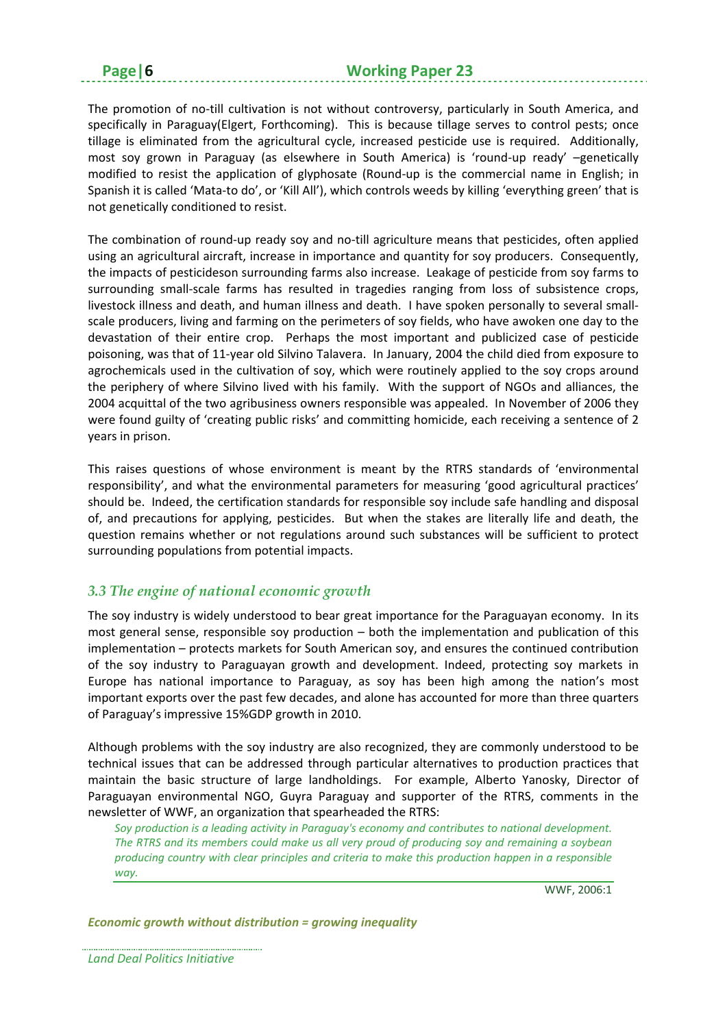The promotion of no-till cultivation is not without controversy, particularly in South America, and specifically in Paraguay(Elgert, Forthcoming). This is because tillage serves to control pests; once tillage is eliminated from the agricultural cycle, increased pesticide use is required. Additionally, most soy grown in Paraguay (as elsewhere in South America) is 'round-up ready' –genetically modified to resist the application of glyphosate (Round-up is the commercial name in English; in Spanish it is called 'Mata-to do', or 'Kill All'), which controls weeds by killing 'everything green' that is not genetically conditioned to resist.

The combination of round-up ready soy and no-till agriculture means that pesticides, often applied using an agricultural aircraft, increase in importance and quantity for soy producers. Consequently, the impacts of pesticideson surrounding farms also increase. Leakage of pesticide from soy farms to surrounding small-scale farms has resulted in tragedies ranging from loss of subsistence crops, livestock illness and death, and human illness and death. I have spoken personally to several small-scale producers, living and farming on the perimeters of soy fields, who have awoken one day to the devastation of their entire crop. Perhaps the most important and publicized case of pesticide poisoning, was that of 11-year old Silvino Talavera. In January, 2004 the child died from exposure to agrochemicals used in the cultivation of soy, which were routinely applied to the soy crops around the periphery of where Silvino lived with his family. With the support of NGOs and alliances, the 2004 acquittal of the two agribusiness owners responsible was appealed. In November of 2006 they were found guilty of 'creating public risks' and committing homicide, each receiving a sentence of 2 years in prison.

This raises questions of whose environment is meant by the RTRS standards of 'environmental responsibility', and what the environmental parameters for measuring 'good agricultural practices' should be. Indeed, the certification standards for responsible soy include safe handling and disposal of, and precautions for applying, pesticides. But when the stakes are literally life and death, the question remains whether or not regulations around such substances will be sufficient to protect surrounding populations from potential impacts.

### *3.3 The engine of national economic growth*

The soy industry is widely understood to bear great importance for the Paraguayan economy. In its most general sense, responsible soy production – both the implementation and publication of this implementation – protects markets for South American soy, and ensures the continued contribution of the soy industry to Paraguayan growth and development. Indeed, protecting soy markets in Europe has national importance to Paraguay, as soy has been high among the nation's most important exports over the past few decades, and alone has accounted for more than three quarters of Paraguay's impressive 15%GDP growth in 2010.

Although problems with the soy industry are also recognized, they are commonly understood to be technical issues that can be addressed through particular alternatives to production practices that maintain the basic structure of large landholdings. For example, Alberto Yanosky, Director of Paraguayan environmental NGO, Guyra Paraguay and supporter of the RTRS, comments in the newsletter of WWF, an organization that spearheaded the RTRS:

> *Soy production is a leading activity in Paraguay's economy and contributes to national development. The RTRS and its members could make us all very proud of producing soy and remaining a soybean producing country with clear principles and criteria to make this production happen in a responsible way.*
>
> WWF, 2006:1

***Economic growth without distribution = growing inequality***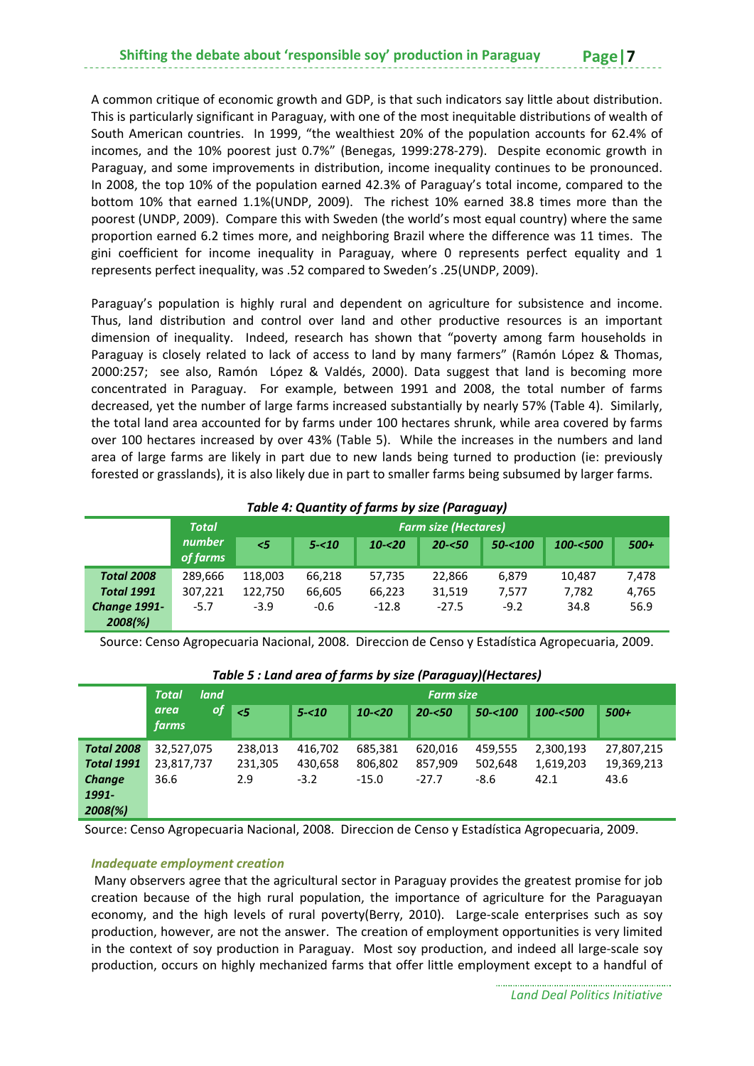A common critique of economic growth and GDP, is that such indicators say little about distribution. This is particularly significant in Paraguay, with one of the most inequitable distributions of wealth of South American countries. In 1999, "the wealthiest 20% of the population accounts for 62.4% of incomes, and the 10% poorest just 0.7%" (Benegas, 1999:278-279). Despite economic growth in Paraguay, and some improvements in distribution, income inequality continues to be pronounced. In 2008, the top 10% of the population earned 42.3% of Paraguay's total income, compared to the bottom 10% that earned 1.1%(UNDP, 2009). The richest 10% earned 38.8 times more than the poorest (UNDP, 2009). Compare this with Sweden (the world's most equal country) where the same proportion earned 6.2 times more, and neighboring Brazil where the difference was 11 times. The gini coefficient for income inequality in Paraguay, where 0 represents perfect equality and 1 represents perfect inequality, was .52 compared to Sweden's .25(UNDP, 2009).

Paraguay's population is highly rural and dependent on agriculture for subsistence and income. Thus, land distribution and control over land and other productive resources is an important dimension of inequality. Indeed, research has shown that "poverty among farm households in Paraguay is closely related to lack of access to land by many farmers" (Ramón López & Thomas, 2000:257; see also, Ramón López & Valdés, 2000). Data suggest that land is becoming more concentrated in Paraguay. For example, between 1991 and 2008, the total number of farms decreased, yet the number of large farms increased substantially by nearly 57% (Table 4). Similarly, the total land area accounted for by farms under 100 hectares shrunk, while area covered by farms over 100 hectares increased by over 43% (Table 5). While the increases in the numbers and land area of large farms are likely in part due to new lands being turned to production (ie: previously forested or grasslands), it is also likely due in part to smaller farms being subsumed by larger farms.

***Table 4: Quantity of farms by size (Paraguay)***

| | Total number of farms | Farm size (Hectares) | | | | | | |
|---|---|---|---|---|---|---|---|---|
| | | <5 | 5-<10 | 10-<20 | 20-<50 | 50-<100 | 100-<500 | 500+ |
| **Total 2008** | 289,666 | 118,003 | 66,218 | 57,735 | 22,866 | 6,879 | 10,487 | 7,478 |
| **Total 1991** | 307,221 | 122,750 | 66,605 | 66,223 | 31,519 | 7,577 | 7,782 | 4,765 |
| **Change 1991-2008(%)** | -5.7 | -3.9 | -0.6 | -12.8 | -27.5 | -9.2 | 34.8 | 56.9 |

Source: Censo Agropecuaria Nacional, 2008. Direccion de Censo y Estadística Agropecuaria, 2009.

***Table 5 : Land area of farms by size (Paraguay)(Hectares)***

| | Total land area of farms | Farm size | | | | | | |
|---|---|---|---|---|---|---|---|---|
| | | <5 | 5-<10 | 10-<20 | 20-<50 | 50-<100 | 100-<500 | 500+ |
| **Total 2008** | 32,527,075 | 238,013 | 416,702 | 685,381 | 620,016 | 459,555 | 2,300,193 | 27,807,215 |
| **Total 1991** | 23,817,737 | 231,305 | 430,658 | 806,802 | 857,909 | 502,648 | 1,619,203 | 19,369,213 |
| **Change 1991-2008(%)** | 36.6 | 2.9 | -3.2 | -15.0 | -27.7 | -8.6 | 42.1 | 43.6 |

Source: Censo Agropecuaria Nacional, 2008. Direccion de Censo y Estadística Agropecuaria, 2009.

#### *Inadequate employment creation*

Many observers agree that the agricultural sector in Paraguay provides the greatest promise for job creation because of the high rural population, the importance of agriculture for the Paraguayan economy, and the high levels of rural poverty(Berry, 2010). Large-scale enterprises such as soy production, however, are not the answer. The creation of employment opportunities is very limited in the context of soy production in Paraguay. Most soy production, and indeed all large-scale soy production, occurs on highly mechanized farms that offer little employment except to a handful of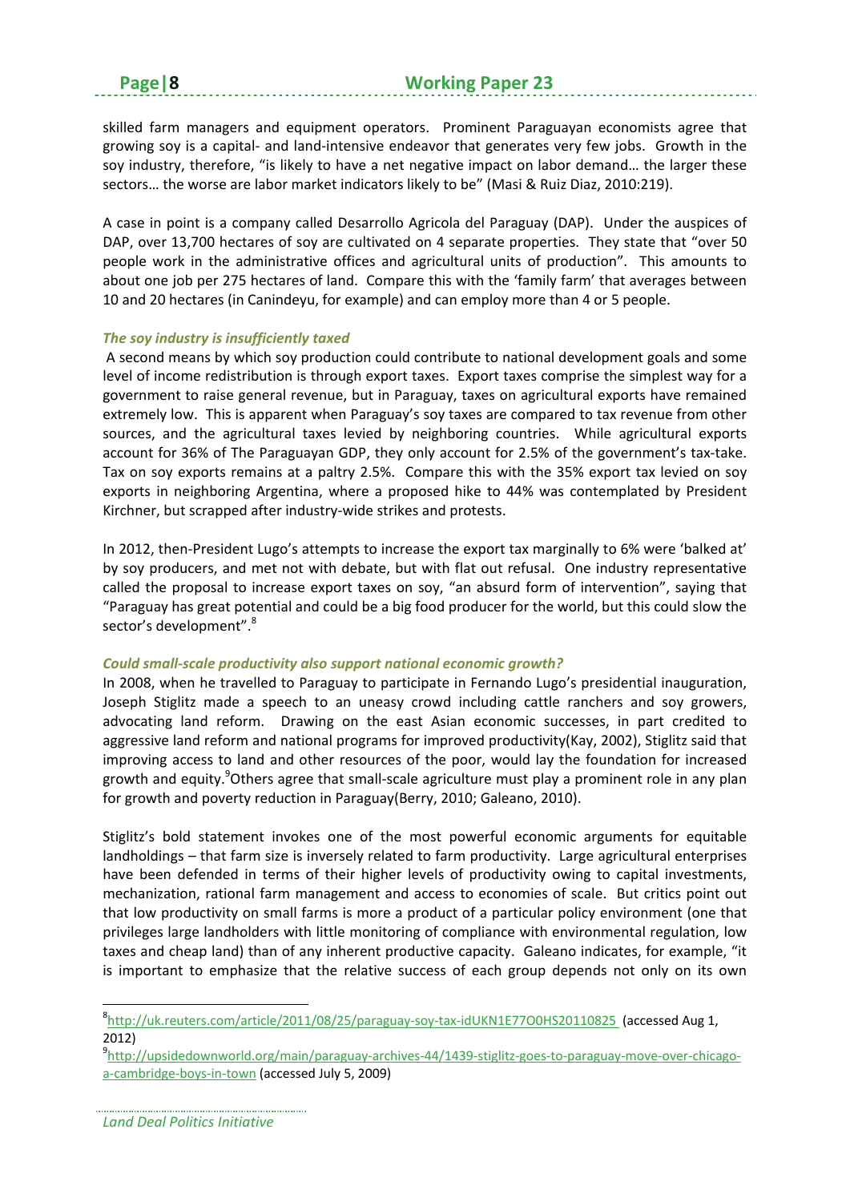skilled farm managers and equipment operators. Prominent Paraguayan economists agree that growing soy is a capital- and land-intensive endeavor that generates very few jobs. Growth in the soy industry, therefore, "is likely to have a net negative impact on labor demand… the larger these sectors… the worse are labor market indicators likely to be" (Masi & Ruiz Diaz, 2010:219).

A case in point is a company called Desarrollo Agricola del Paraguay (DAP). Under the auspices of DAP, over 13,700 hectares of soy are cultivated on 4 separate properties. They state that "over 50 people work in the administrative offices and agricultural units of production". This amounts to about one job per 275 hectares of land. Compare this with the 'family farm' that averages between 10 and 20 hectares (in Canindeyu, for example) and can employ more than 4 or 5 people.

### *The soy industry is insufficiently taxed*

A second means by which soy production could contribute to national development goals and some level of income redistribution is through export taxes. Export taxes comprise the simplest way for a government to raise general revenue, but in Paraguay, taxes on agricultural exports have remained extremely low. This is apparent when Paraguay's soy taxes are compared to tax revenue from other sources, and the agricultural taxes levied by neighboring countries. While agricultural exports account for 36% of The Paraguayan GDP, they only account for 2.5% of the government's tax-take. Tax on soy exports remains at a paltry 2.5%. Compare this with the 35% export tax levied on soy exports in neighboring Argentina, where a proposed hike to 44% was contemplated by President Kirchner, but scrapped after industry-wide strikes and protests.

In 2012, then-President Lugo's attempts to increase the export tax marginally to 6% were 'balked at' by soy producers, and met not with debate, but with flat out refusal. One industry representative called the proposal to increase export taxes on soy, "an absurd form of intervention", saying that "Paraguay has great potential and could be a big food producer for the world, but this could slow the sector's development".[8]

### *Could small-scale productivity also support national economic growth?*

In 2008, when he travelled to Paraguay to participate in Fernando Lugo's presidential inauguration, Joseph Stiglitz made a speech to an uneasy crowd including cattle ranchers and soy growers, advocating land reform. Drawing on the east Asian economic successes, in part credited to aggressive land reform and national programs for improved productivity(Kay, 2002), Stiglitz said that improving access to land and other resources of the poor, would lay the foundation for increased growth and equity.[9]Others agree that small-scale agriculture must play a prominent role in any plan for growth and poverty reduction in Paraguay(Berry, 2010; Galeano, 2010).

Stiglitz's bold statement invokes one of the most powerful economic arguments for equitable landholdings – that farm size is inversely related to farm productivity. Large agricultural enterprises have been defended in terms of their higher levels of productivity owing to capital investments, mechanization, rational farm management and access to economies of scale. But critics point out that low productivity on small farms is more a product of a particular policy environment (one that privileges large landholders with little monitoring of compliance with environmental regulation, low taxes and cheap land) than of any inherent productive capacity. Galeano indicates, for example, "it is important to emphasize that the relative success of each group depends not only on its own

---

[8] http://uk.reuters.com/article/2011/08/25/paraguay-soy-tax-idUKN1E77O0HS20110825 (accessed Aug 1, 2012)

[9] http://upsidedownworld.org/main/paraguay-archives-44/1439-stiglitz-goes-to-paraguay-move-over-chicago-a-cambridge-boys-in-town (accessed July 5, 2009)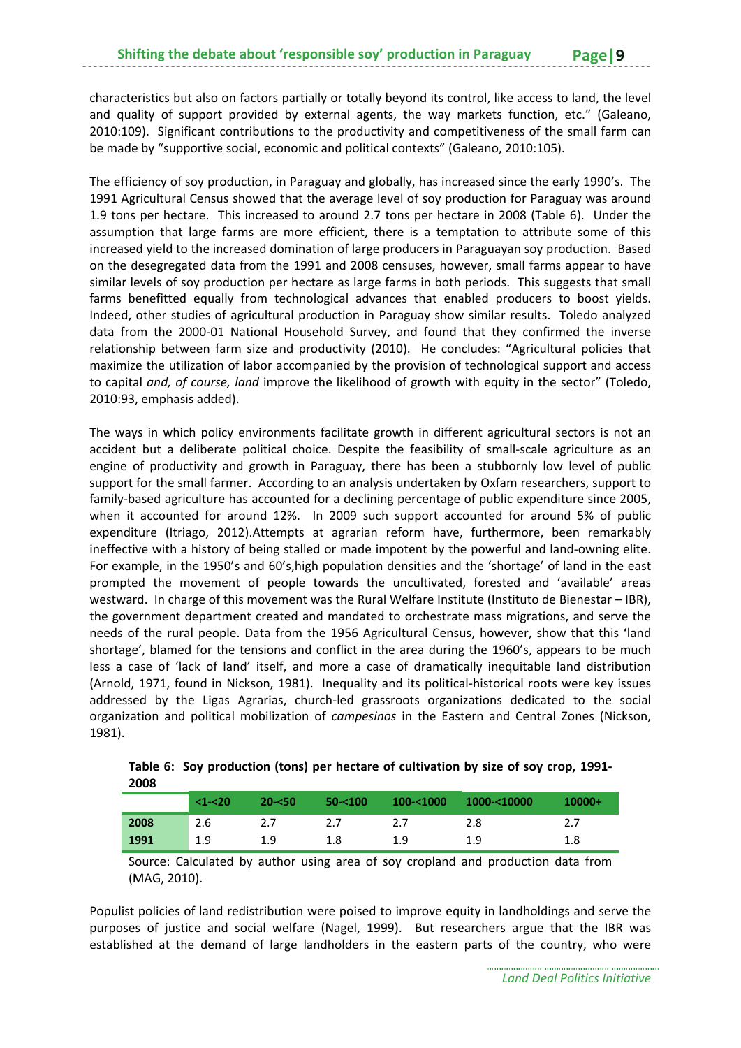characteristics but also on factors partially or totally beyond its control, like access to land, the level and quality of support provided by external agents, the way markets function, etc." (Galeano, 2010:109). Significant contributions to the productivity and competitiveness of the small farm can be made by "supportive social, economic and political contexts" (Galeano, 2010:105).

The efficiency of soy production, in Paraguay and globally, has increased since the early 1990's. The 1991 Agricultural Census showed that the average level of soy production for Paraguay was around 1.9 tons per hectare. This increased to around 2.7 tons per hectare in 2008 (Table 6). Under the assumption that large farms are more efficient, there is a temptation to attribute some of this increased yield to the increased domination of large producers in Paraguayan soy production. Based on the desegregated data from the 1991 and 2008 censuses, however, small farms appear to have similar levels of soy production per hectare as large farms in both periods. This suggests that small farms benefitted equally from technological advances that enabled producers to boost yields. Indeed, other studies of agricultural production in Paraguay show similar results. Toledo analyzed data from the 2000-01 National Household Survey, and found that they confirmed the inverse relationship between farm size and productivity (2010). He concludes: "Agricultural policies that maximize the utilization of labor accompanied by the provision of technological support and access to capital *and, of course, land* improve the likelihood of growth with equity in the sector" (Toledo, 2010:93, emphasis added).

The ways in which policy environments facilitate growth in different agricultural sectors is not an accident but a deliberate political choice. Despite the feasibility of small-scale agriculture as an engine of productivity and growth in Paraguay, there has been a stubbornly low level of public support for the small farmer. According to an analysis undertaken by Oxfam researchers, support to family-based agriculture has accounted for a declining percentage of public expenditure since 2005, when it accounted for around 12%. In 2009 such support accounted for around 5% of public expenditure (Itriago, 2012).Attempts at agrarian reform have, furthermore, been remarkably ineffective with a history of being stalled or made impotent by the powerful and land-owning elite. For example, in the 1950's and 60's,high population densities and the 'shortage' of land in the east prompted the movement of people towards the uncultivated, forested and 'available' areas westward. In charge of this movement was the Rural Welfare Institute (Instituto de Bienestar – IBR), the government department created and mandated to orchestrate mass migrations, and serve the needs of the rural people. Data from the 1956 Agricultural Census, however, show that this 'land shortage', blamed for the tensions and conflict in the area during the 1960's, appears to be much less a case of 'lack of land' itself, and more a case of dramatically inequitable land distribution (Arnold, 1971, found in Nickson, 1981). Inequality and its political-historical roots were key issues addressed by the Ligas Agrarias, church-led grassroots organizations dedicated to the social organization and political mobilization of *campesinos* in the Eastern and Central Zones (Nickson, 1981).

**Table 6: Soy production (tons) per hectare of cultivation by size of soy crop, 1991-2008**

| | <1-<20 | 20-<50 | 50-<100 | 100-<1000 | 1000-<10000 | 10000+ |
|---|---|---|---|---|---|---|
| **2008** | 2.6 | 2.7 | 2.7 | 2.7 | 2.8 | 2.7 |
| **1991** | 1.9 | 1.9 | 1.8 | 1.9 | 1.9 | 1.8 |

Source: Calculated by author using area of soy cropland and production data from (MAG, 2010).

Populist policies of land redistribution were poised to improve equity in landholdings and serve the purposes of justice and social welfare (Nagel, 1999). But researchers argue that the IBR was established at the demand of large landholders in the eastern parts of the country, who were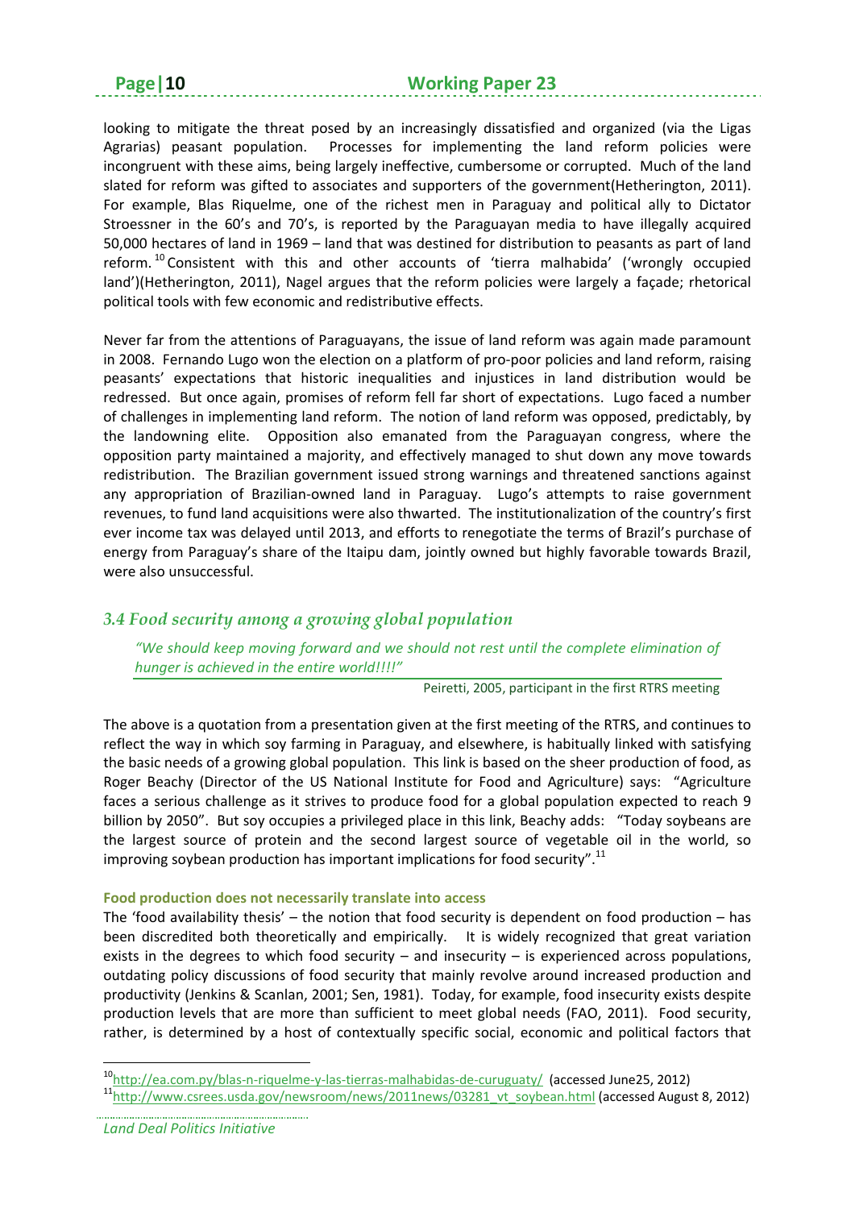looking to mitigate the threat posed by an increasingly dissatisfied and organized (via the Ligas Agrarias) peasant population. Processes for implementing the land reform policies were incongruent with these aims, being largely ineffective, cumbersome or corrupted. Much of the land slated for reform was gifted to associates and supporters of the government(Hetherington, 2011). For example, Blas Riquelme, one of the richest men in Paraguay and political ally to Dictator Stroessner in the 60's and 70's, is reported by the Paraguayan media to have illegally acquired 50,000 hectares of land in 1969 – land that was destined for distribution to peasants as part of land reform.[10] Consistent with this and other accounts of 'tierra malhabida' ('wrongly occupied land')(Hetherington, 2011), Nagel argues that the reform policies were largely a façade; rhetorical political tools with few economic and redistributive effects.

Never far from the attentions of Paraguayans, the issue of land reform was again made paramount in 2008. Fernando Lugo won the election on a platform of pro-poor policies and land reform, raising peasants' expectations that historic inequalities and injustices in land distribution would be redressed. But once again, promises of reform fell far short of expectations. Lugo faced a number of challenges in implementing land reform. The notion of land reform was opposed, predictably, by the landowning elite. Opposition also emanated from the Paraguayan congress, where the opposition party maintained a majority, and effectively managed to shut down any move towards redistribution. The Brazilian government issued strong warnings and threatened sanctions against any appropriation of Brazilian-owned land in Paraguay. Lugo's attempts to raise government revenues, to fund land acquisitions were also thwarted. The institutionalization of the country's first ever income tax was delayed until 2013, and efforts to renegotiate the terms of Brazil's purchase of energy from Paraguay's share of the Itaipu dam, jointly owned but highly favorable towards Brazil, were also unsuccessful.

## *3.4 Food security among a growing global population*

> *"We should keep moving forward and we should not rest until the complete elimination of hunger is achieved in the entire world!!!!"*
>
> Peiretti, 2005, participant in the first RTRS meeting

The above is a quotation from a presentation given at the first meeting of the RTRS, and continues to reflect the way in which soy farming in Paraguay, and elsewhere, is habitually linked with satisfying the basic needs of a growing global population. This link is based on the sheer production of food, as Roger Beachy (Director of the US National Institute for Food and Agriculture) says: "Agriculture faces a serious challenge as it strives to produce food for a global population expected to reach 9 billion by 2050". But soy occupies a privileged place in this link, Beachy adds: "Today soybeans are the largest source of protein and the second largest source of vegetable oil in the world, so improving soybean production has important implications for food security".[11]

**Food production does not necessarily translate into access**

The 'food availability thesis' – the notion that food security is dependent on food production – has been discredited both theoretically and empirically. It is widely recognized that great variation exists in the degrees to which food security – and insecurity – is experienced across populations, outdating policy discussions of food security that mainly revolve around increased production and productivity (Jenkins & Scanlan, 2001; Sen, 1981). Today, for example, food insecurity exists despite production levels that are more than sufficient to meet global needs (FAO, 2011). Food security, rather, is determined by a host of contextually specific social, economic and political factors that

---

[10] http://ea.com.py/blas-n-riquelme-y-las-tierras-malhabidas-de-curuguaty/ (accessed June25, 2012)

[11] http://www.csrees.usda.gov/newsroom/news/2011news/03281_vt_soybean.html (accessed August 8, 2012)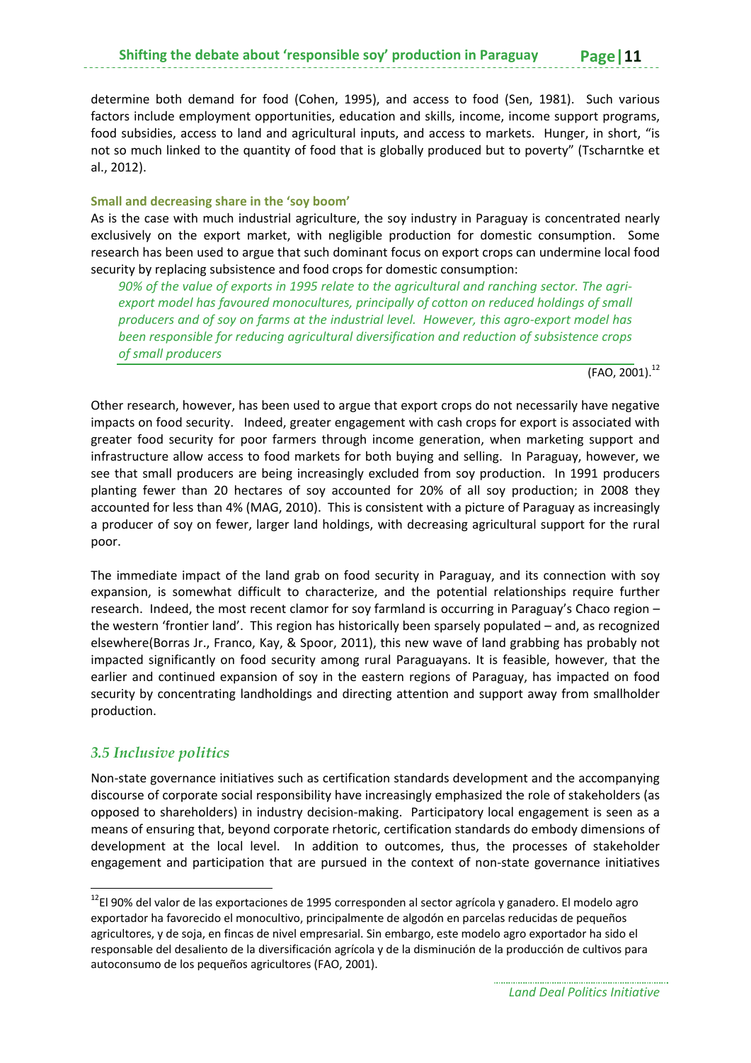determine both demand for food (Cohen, 1995), and access to food (Sen, 1981). Such various factors include employment opportunities, education and skills, income, income support programs, food subsidies, access to land and agricultural inputs, and access to markets. Hunger, in short, "is not so much linked to the quantity of food that is globally produced but to poverty" (Tscharntke et al., 2012).

**Small and decreasing share in the 'soy boom'**

As is the case with much industrial agriculture, the soy industry in Paraguay is concentrated nearly exclusively on the export market, with negligible production for domestic consumption. Some research has been used to argue that such dominant focus on export crops can undermine local food security by replacing subsistence and food crops for domestic consumption:

> *90% of the value of exports in 1995 relate to the agricultural and ranching sector. The agri-export model has favoured monocultures, principally of cotton on reduced holdings of small producers and of soy on farms at the industrial level. However, this agro-export model has been responsible for reducing agricultural diversification and reduction of subsistence crops of small producers*
>
> (FAO, 2001).[12]

Other research, however, has been used to argue that export crops do not necessarily have negative impacts on food security. Indeed, greater engagement with cash crops for export is associated with greater food security for poor farmers through income generation, when marketing support and infrastructure allow access to food markets for both buying and selling. In Paraguay, however, we see that small producers are being increasingly excluded from soy production. In 1991 producers planting fewer than 20 hectares of soy accounted for 20% of all soy production; in 2008 they accounted for less than 4% (MAG, 2010). This is consistent with a picture of Paraguay as increasingly a producer of soy on fewer, larger land holdings, with decreasing agricultural support for the rural poor.

The immediate impact of the land grab on food security in Paraguay, and its connection with soy expansion, is somewhat difficult to characterize, and the potential relationships require further research. Indeed, the most recent clamor for soy farmland is occurring in Paraguay's Chaco region – the western 'frontier land'. This region has historically been sparsely populated – and, as recognized elsewhere(Borras Jr., Franco, Kay, & Spoor, 2011), this new wave of land grabbing has probably not impacted significantly on food security among rural Paraguayans. It is feasible, however, that the earlier and continued expansion of soy in the eastern regions of Paraguay, has impacted on food security by concentrating landholdings and directing attention and support away from smallholder production.

## *3.5 Inclusive politics*

Non-state governance initiatives such as certification standards development and the accompanying discourse of corporate social responsibility have increasingly emphasized the role of stakeholders (as opposed to shareholders) in industry decision-making. Participatory local engagement is seen as a means of ensuring that, beyond corporate rhetoric, certification standards do embody dimensions of development at the local level. In addition to outcomes, thus, the processes of stakeholder engagement and participation that are pursued in the context of non-state governance initiatives

---

[12] El 90% del valor de las exportaciones de 1995 corresponden al sector agrícola y ganadero. El modelo agro exportador ha favorecido el monocultivo, principalmente de algodón en parcelas reducidas de pequeños agricultores, y de soja, en fincas de nivel empresarial. Sin embargo, este modelo agro exportador ha sido el responsable del desaliento de la diversificación agrícola y de la disminución de la producción de cultivos para autoconsumo de los pequeños agricultores (FAO, 2001).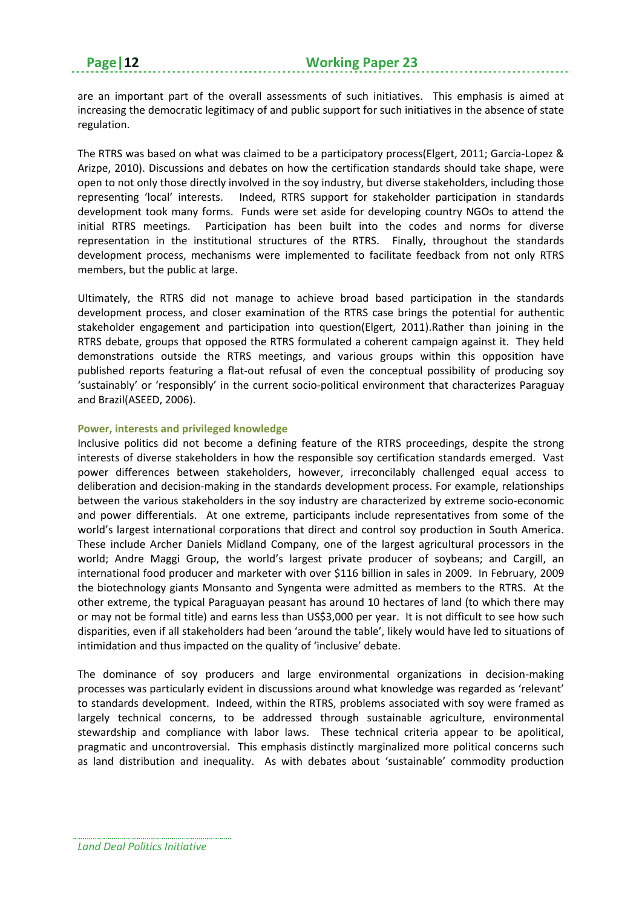are an important part of the overall assessments of such initiatives. This emphasis is aimed at increasing the democratic legitimacy of and public support for such initiatives in the absence of state regulation.

The RTRS was based on what was claimed to be a participatory process(Elgert, 2011; Garcia-Lopez & Arizpe, 2010). Discussions and debates on how the certification standards should take shape, were open to not only those directly involved in the soy industry, but diverse stakeholders, including those representing 'local' interests. Indeed, RTRS support for stakeholder participation in standards development took many forms. Funds were set aside for developing country NGOs to attend the initial RTRS meetings. Participation has been built into the codes and norms for diverse representation in the institutional structures of the RTRS. Finally, throughout the standards development process, mechanisms were implemented to facilitate feedback from not only RTRS members, but the public at large.

Ultimately, the RTRS did not manage to achieve broad based participation in the standards development process, and closer examination of the RTRS case brings the potential for authentic stakeholder engagement and participation into question(Elgert, 2011).Rather than joining in the RTRS debate, groups that opposed the RTRS formulated a coherent campaign against it. They held demonstrations outside the RTRS meetings, and various groups within this opposition have published reports featuring a flat-out refusal of even the conceptual possibility of producing soy 'sustainably' or 'responsibly' in the current socio-political environment that characterizes Paraguay and Brazil(ASEED, 2006).

### Power, interests and privileged knowledge

Inclusive politics did not become a defining feature of the RTRS proceedings, despite the strong interests of diverse stakeholders in how the responsible soy certification standards emerged. Vast power differences between stakeholders, however, irreconcilably challenged equal access to deliberation and decision-making in the standards development process. For example, relationships between the various stakeholders in the soy industry are characterized by extreme socio-economic and power differentials. At one extreme, participants include representatives from some of the world's largest international corporations that direct and control soy production in South America. These include Archer Daniels Midland Company, one of the largest agricultural processors in the world; Andre Maggi Group, the world's largest private producer of soybeans; and Cargill, an international food producer and marketer with over $116 billion in sales in 2009. In February, 2009 the biotechnology giants Monsanto and Syngenta were admitted as members to the RTRS. At the other extreme, the typical Paraguayan peasant has around 10 hectares of land (to which there may or may not be formal title) and earns less than US$3,000 per year. It is not difficult to see how such disparities, even if all stakeholders had been 'around the table', likely would have led to situations of intimidation and thus impacted on the quality of 'inclusive' debate.

The dominance of soy producers and large environmental organizations in decision-making processes was particularly evident in discussions around what knowledge was regarded as 'relevant' to standards development. Indeed, within the RTRS, problems associated with soy were framed as largely technical concerns, to be addressed through sustainable agriculture, environmental stewardship and compliance with labor laws. These technical criteria appear to be apolitical, pragmatic and uncontroversial. This emphasis distinctly marginalized more political concerns such as land distribution and inequality. As with debates about 'sustainable' commodity production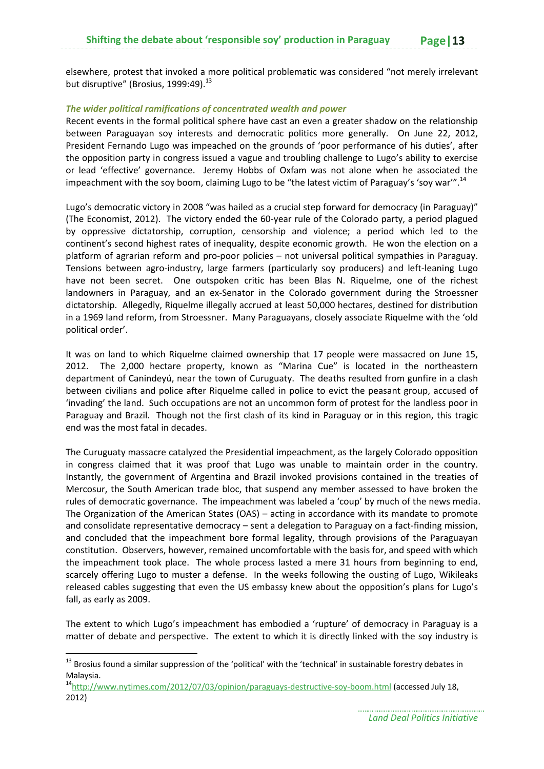elsewhere, protest that invoked a more political problematic was considered "not merely irrelevant but disruptive" (Brosius, 1999:49).[13]

***The wider political ramifications of concentrated wealth and power***

Recent events in the formal political sphere have cast an even a greater shadow on the relationship between Paraguayan soy interests and democratic politics more generally. On June 22, 2012, President Fernando Lugo was impeached on the grounds of 'poor performance of his duties', after the opposition party in congress issued a vague and troubling challenge to Lugo's ability to exercise or lead 'effective' governance. Jeremy Hobbs of Oxfam was not alone when he associated the impeachment with the soy boom, claiming Lugo to be "the latest victim of Paraguay's 'soy war'".[14]

Lugo's democratic victory in 2008 "was hailed as a crucial step forward for democracy (in Paraguay)" (The Economist, 2012). The victory ended the 60-year rule of the Colorado party, a period plagued by oppressive dictatorship, corruption, censorship and violence; a period which led to the continent's second highest rates of inequality, despite economic growth. He won the election on a platform of agrarian reform and pro-poor policies – not universal political sympathies in Paraguay. Tensions between agro-industry, large farmers (particularly soy producers) and left-leaning Lugo have not been secret. One outspoken critic has been Blas N. Riquelme, one of the richest landowners in Paraguay, and an ex-Senator in the Colorado government during the Stroessner dictatorship. Allegedly, Riquelme illegally accrued at least 50,000 hectares, destined for distribution in a 1969 land reform, from Stroessner. Many Paraguayans, closely associate Riquelme with the 'old political order'.

It was on land to which Riquelme claimed ownership that 17 people were massacred on June 15, 2012. The 2,000 hectare property, known as "Marina Cue" is located in the northeastern department of Canindeyú, near the town of Curuguaty. The deaths resulted from gunfire in a clash between civilians and police after Riquelme called in police to evict the peasant group, accused of 'invading' the land. Such occupations are not an uncommon form of protest for the landless poor in Paraguay and Brazil. Though not the first clash of its kind in Paraguay or in this region, this tragic end was the most fatal in decades.

The Curuguaty massacre catalyzed the Presidential impeachment, as the largely Colorado opposition in congress claimed that it was proof that Lugo was unable to maintain order in the country. Instantly, the government of Argentina and Brazil invoked provisions contained in the treaties of Mercosur, the South American trade bloc, that suspend any member assessed to have broken the rules of democratic governance. The impeachment was labeled a 'coup' by much of the news media. The Organization of the American States (OAS) – acting in accordance with its mandate to promote and consolidate representative democracy – sent a delegation to Paraguay on a fact-finding mission, and concluded that the impeachment bore formal legality, through provisions of the Paraguayan constitution. Observers, however, remained uncomfortable with the basis for, and speed with which the impeachment took place. The whole process lasted a mere 31 hours from beginning to end, scarcely offering Lugo to muster a defense. In the weeks following the ousting of Lugo, Wikileaks released cables suggesting that even the US embassy knew about the opposition's plans for Lugo's fall, as early as 2009.

The extent to which Lugo's impeachment has embodied a 'rupture' of democracy in Paraguay is a matter of debate and perspective. The extent to which it is directly linked with the soy industry is

---

[13] Brosius found a similar suppression of the 'political' with the 'technical' in sustainable forestry debates in Malaysia.

[14] http://www.nytimes.com/2012/07/03/opinion/paraguays-destructive-soy-boom.html (accessed July 18, 2012)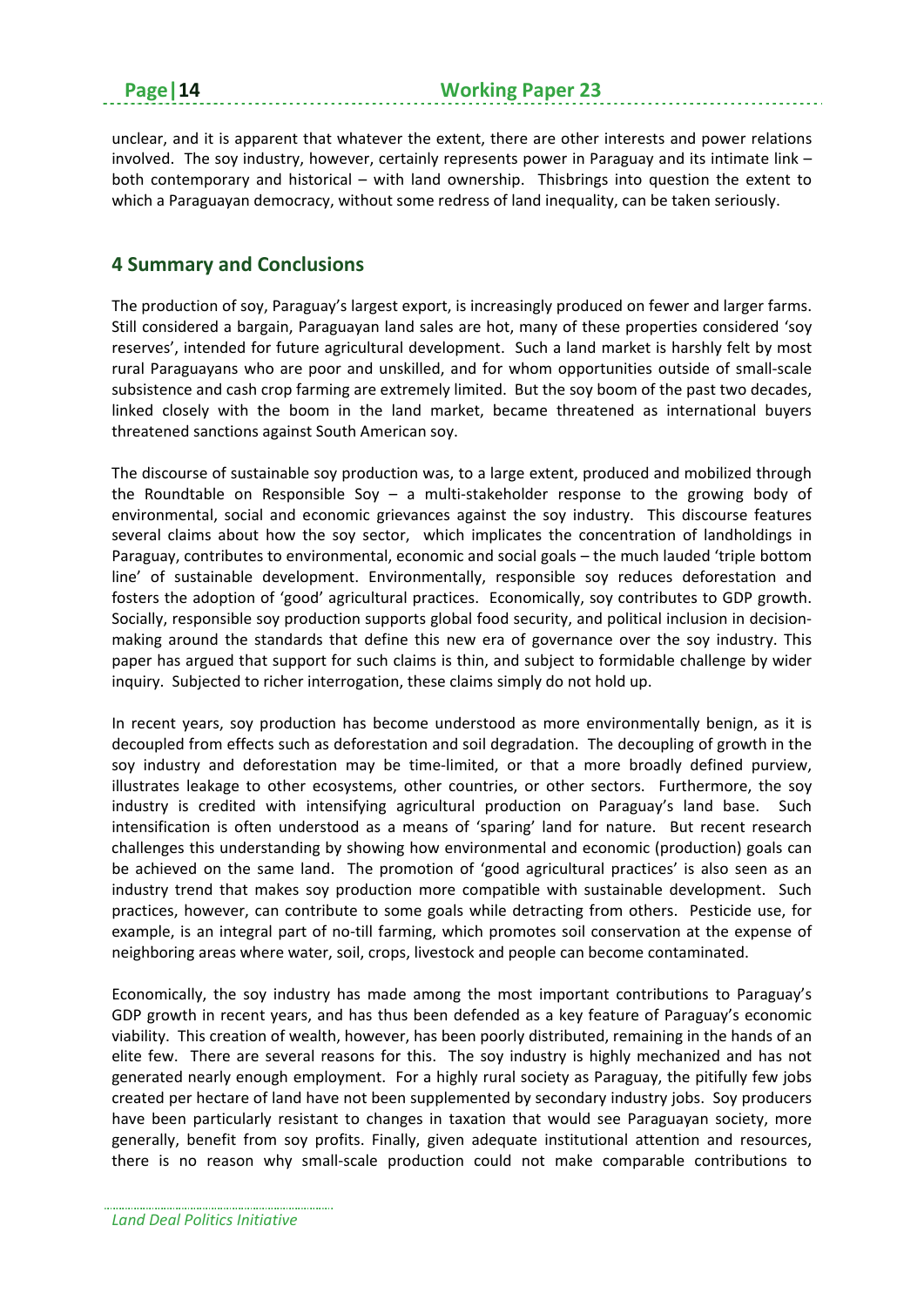unclear, and it is apparent that whatever the extent, there are other interests and power relations involved. The soy industry, however, certainly represents power in Paraguay and its intimate link – both contemporary and historical – with land ownership. Thisbrings into question the extent to which a Paraguayan democracy, without some redress of land inequality, can be taken seriously.

## 4 Summary and Conclusions

The production of soy, Paraguay's largest export, is increasingly produced on fewer and larger farms. Still considered a bargain, Paraguayan land sales are hot, many of these properties considered 'soy reserves', intended for future agricultural development. Such a land market is harshly felt by most rural Paraguayans who are poor and unskilled, and for whom opportunities outside of small-scale subsistence and cash crop farming are extremely limited. But the soy boom of the past two decades, linked closely with the boom in the land market, became threatened as international buyers threatened sanctions against South American soy.

The discourse of sustainable soy production was, to a large extent, produced and mobilized through the Roundtable on Responsible Soy – a multi-stakeholder response to the growing body of environmental, social and economic grievances against the soy industry. This discourse features several claims about how the soy sector, which implicates the concentration of landholdings in Paraguay, contributes to environmental, economic and social goals – the much lauded 'triple bottom line' of sustainable development. Environmentally, responsible soy reduces deforestation and fosters the adoption of 'good' agricultural practices. Economically, soy contributes to GDP growth. Socially, responsible soy production supports global food security, and political inclusion in decision-making around the standards that define this new era of governance over the soy industry. This paper has argued that support for such claims is thin, and subject to formidable challenge by wider inquiry. Subjected to richer interrogation, these claims simply do not hold up.

In recent years, soy production has become understood as more environmentally benign, as it is decoupled from effects such as deforestation and soil degradation. The decoupling of growth in the soy industry and deforestation may be time-limited, or that a more broadly defined purview, illustrates leakage to other ecosystems, other countries, or other sectors. Furthermore, the soy industry is credited with intensifying agricultural production on Paraguay's land base. Such intensification is often understood as a means of 'sparing' land for nature. But recent research challenges this understanding by showing how environmental and economic (production) goals can be achieved on the same land. The promotion of 'good agricultural practices' is also seen as an industry trend that makes soy production more compatible with sustainable development. Such practices, however, can contribute to some goals while detracting from others. Pesticide use, for example, is an integral part of no-till farming, which promotes soil conservation at the expense of neighboring areas where water, soil, crops, livestock and people can become contaminated.

Economically, the soy industry has made among the most important contributions to Paraguay's GDP growth in recent years, and has thus been defended as a key feature of Paraguay's economic viability. This creation of wealth, however, has been poorly distributed, remaining in the hands of an elite few. There are several reasons for this. The soy industry is highly mechanized and has not generated nearly enough employment. For a highly rural society as Paraguay, the pitifully few jobs created per hectare of land have not been supplemented by secondary industry jobs. Soy producers have been particularly resistant to changes in taxation that would see Paraguayan society, more generally, benefit from soy profits. Finally, given adequate institutional attention and resources, there is no reason why small-scale production could not make comparable contributions to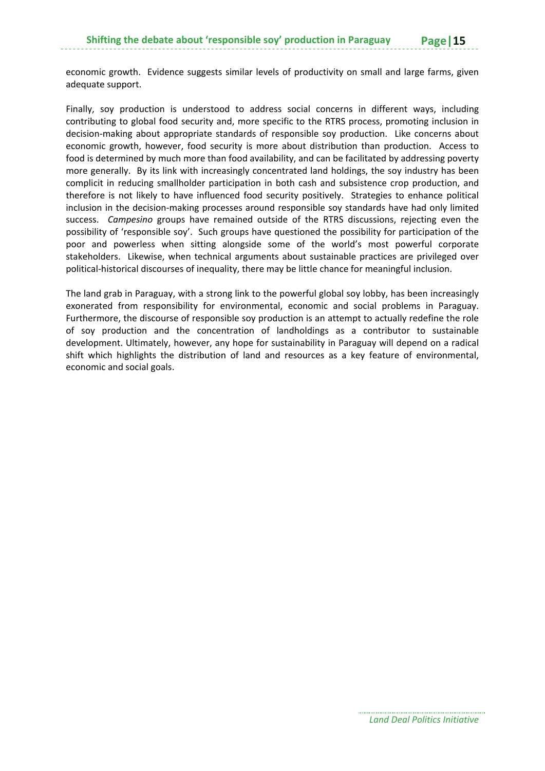economic growth. Evidence suggests similar levels of productivity on small and large farms, given adequate support.

Finally, soy production is understood to address social concerns in different ways, including contributing to global food security and, more specific to the RTRS process, promoting inclusion in decision-making about appropriate standards of responsible soy production. Like concerns about economic growth, however, food security is more about distribution than production. Access to food is determined by much more than food availability, and can be facilitated by addressing poverty more generally. By its link with increasingly concentrated land holdings, the soy industry has been complicit in reducing smallholder participation in both cash and subsistence crop production, and therefore is not likely to have influenced food security positively. Strategies to enhance political inclusion in the decision-making processes around responsible soy standards have had only limited success. *Campesino* groups have remained outside of the RTRS discussions, rejecting even the possibility of 'responsible soy'. Such groups have questioned the possibility for participation of the poor and powerless when sitting alongside some of the world's most powerful corporate stakeholders. Likewise, when technical arguments about sustainable practices are privileged over political-historical discourses of inequality, there may be little chance for meaningful inclusion.

The land grab in Paraguay, with a strong link to the powerful global soy lobby, has been increasingly exonerated from responsibility for environmental, economic and social problems in Paraguay. Furthermore, the discourse of responsible soy production is an attempt to actually redefine the role of soy production and the concentration of landholdings as a contributor to sustainable development. Ultimately, however, any hope for sustainability in Paraguay will depend on a radical shift which highlights the distribution of land and resources as a key feature of environmental, economic and social goals.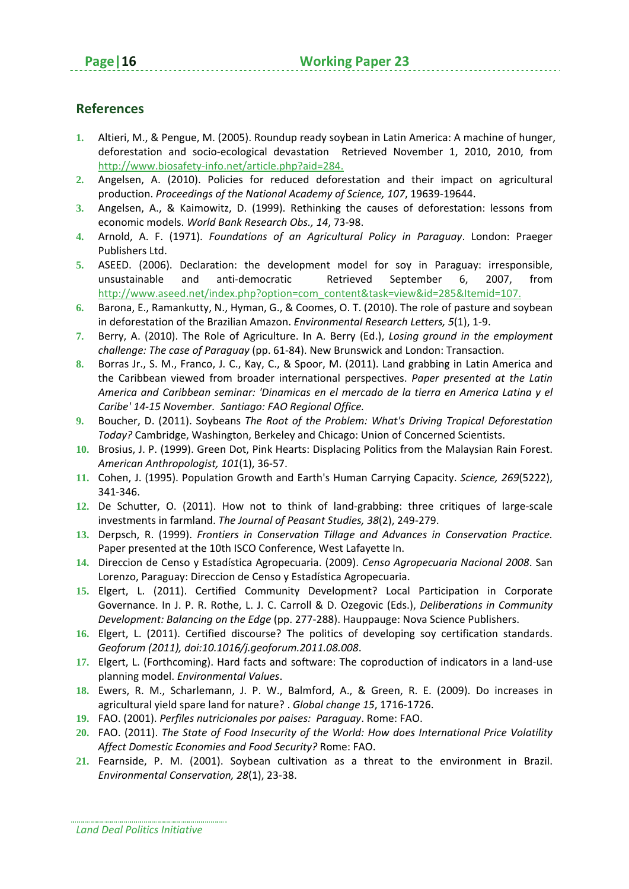## References

1. Altieri, M., & Pengue, M. (2005). Roundup ready soybean in Latin America: A machine of hunger, deforestation and socio-ecological devastation Retrieved November 1, 2010, 2010, from http://www.biosafety-info.net/article.php?aid=284.
2. Angelsen, A. (2010). Policies for reduced deforestation and their impact on agricultural production. *Proceedings of the National Academy of Science, 107*, 19639-19644.
3. Angelsen, A., & Kaimowitz, D. (1999). Rethinking the causes of deforestation: lessons from economic models. *World Bank Research Obs., 14*, 73-98.
4. Arnold, A. F. (1971). *Foundations of an Agricultural Policy in Paraguay*. London: Praeger Publishers Ltd.
5. ASEED. (2006). Declaration: the development model for soy in Paraguay: irresponsible, unsustainable and anti-democratic Retrieved September 6, 2007, from http://www.aseed.net/index.php?option=com_content&task=view&id=285&Itemid=107.
6. Barona, E., Ramankutty, N., Hyman, G., & Coomes, O. T. (2010). The role of pasture and soybean in deforestation of the Brazilian Amazon. *Environmental Research Letters, 5*(1), 1-9.
7. Berry, A. (2010). The Role of Agriculture. In A. Berry (Ed.), *Losing ground in the employment challenge: The case of Paraguay* (pp. 61-84). New Brunswick and London: Transaction.
8. Borras Jr., S. M., Franco, J. C., Kay, C., & Spoor, M. (2011). Land grabbing in Latin America and the Caribbean viewed from broader international perspectives. *Paper presented at the Latin America and Caribbean seminar: 'Dinamicas en el mercado de la tierra en America Latina y el Caribe' 14-15 November. Santiago: FAO Regional Office.*
9. Boucher, D. (2011). Soybeans *The Root of the Problem: What's Driving Tropical Deforestation Today?* Cambridge, Washington, Berkeley and Chicago: Union of Concerned Scientists.
10. Brosius, J. P. (1999). Green Dot, Pink Hearts: Displacing Politics from the Malaysian Rain Forest. *American Anthropologist, 101*(1), 36-57.
11. Cohen, J. (1995). Population Growth and Earth's Human Carrying Capacity. *Science, 269*(5222), 341-346.
12. De Schutter, O. (2011). How not to think of land-grabbing: three critiques of large-scale investments in farmland. *The Journal of Peasant Studies, 38*(2), 249-279.
13. Derpsch, R. (1999). *Frontiers in Conservation Tillage and Advances in Conservation Practice.* Paper presented at the 10th ISCO Conference, West Lafayette In.
14. Direccion de Censo y Estadística Agropecuaria. (2009). *Censo Agropecuaria Nacional 2008*. San Lorenzo, Paraguay: Direccion de Censo y Estadística Agropecuaria.
15. Elgert, L. (2011). Certified Community Development? Local Participation in Corporate Governance. In J. P. R. Rothe, L. J. C. Carroll & D. Ozegovic (Eds.), *Deliberations in Community Development: Balancing on the Edge* (pp. 277-288). Hauppauge: Nova Science Publishers.
16. Elgert, L. (2011). Certified discourse? The politics of developing soy certification standards. *Geoforum (2011), doi:10.1016/j.geoforum.2011.08.008*.
17. Elgert, L. (Forthcoming). Hard facts and software: The coproduction of indicators in a land-use planning model. *Environmental Values*.
18. Ewers, R. M., Scharlemann, J. P. W., Balmford, A., & Green, R. E. (2009). Do increases in agricultural yield spare land for nature? . *Global change 15*, 1716-1726.
19. FAO. (2001). *Perfiles nutricionales por paises: Paraguay*. Rome: FAO.
20. FAO. (2011). *The State of Food Insecurity of the World: How does International Price Volatility Affect Domestic Economies and Food Security?* Rome: FAO.
21. Fearnside, P. M. (2001). Soybean cultivation as a threat to the environment in Brazil. *Environmental Conservation, 28*(1), 23-38.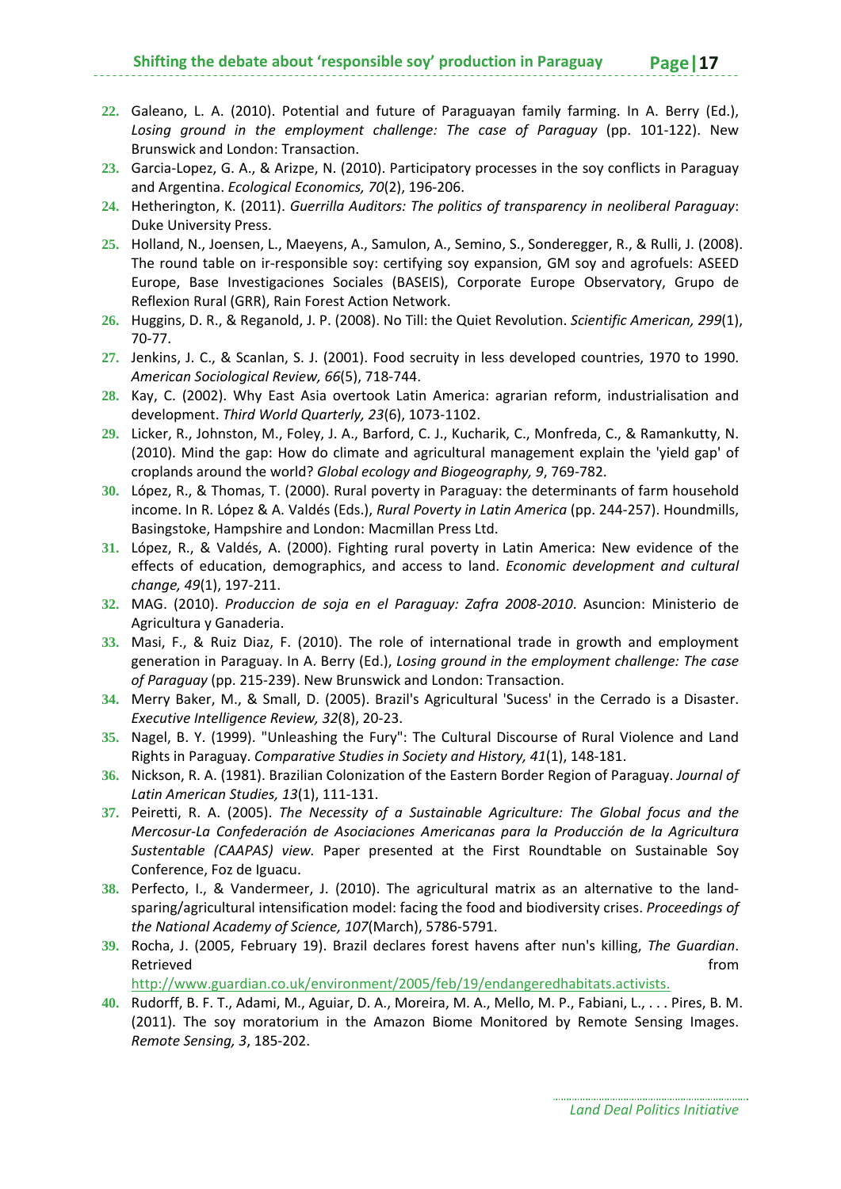22. Galeano, L. A. (2010). Potential and future of Paraguayan family farming. In A. Berry (Ed.), *Losing ground in the employment challenge: The case of Paraguay* (pp. 101-122). New Brunswick and London: Transaction.
23. Garcia-Lopez, G. A., & Arizpe, N. (2010). Participatory processes in the soy conflicts in Paraguay and Argentina. *Ecological Economics, 70*(2), 196-206.
24. Hetherington, K. (2011). *Guerrilla Auditors: The politics of transparency in neoliberal Paraguay*: Duke University Press.
25. Holland, N., Joensen, L., Maeyens, A., Samulon, A., Semino, S., Sonderegger, R., & Rulli, J. (2008). The round table on ir-responsible soy: certifying soy expansion, GM soy and agrofuels: ASEED Europe, Base Investigaciones Sociales (BASEIS), Corporate Europe Observatory, Grupo de Reflexion Rural (GRR), Rain Forest Action Network.
26. Huggins, D. R., & Reganold, J. P. (2008). No Till: the Quiet Revolution. *Scientific American, 299*(1), 70-77.
27. Jenkins, J. C., & Scanlan, S. J. (2001). Food secruity in less developed countries, 1970 to 1990. *American Sociological Review, 66*(5), 718-744.
28. Kay, C. (2002). Why East Asia overtook Latin America: agrarian reform, industrialisation and development. *Third World Quarterly, 23*(6), 1073-1102.
29. Licker, R., Johnston, M., Foley, J. A., Barford, C. J., Kucharik, C., Monfreda, C., & Ramankutty, N. (2010). Mind the gap: How do climate and agricultural management explain the 'yield gap' of croplands around the world? *Global ecology and Biogeography, 9*, 769-782.
30. López, R., & Thomas, T. (2000). Rural poverty in Paraguay: the determinants of farm household income. In R. López & A. Valdés (Eds.), *Rural Poverty in Latin America* (pp. 244-257). Houndmills, Basingstoke, Hampshire and London: Macmillan Press Ltd.
31. López, R., & Valdés, A. (2000). Fighting rural poverty in Latin America: New evidence of the effects of education, demographics, and access to land. *Economic development and cultural change, 49*(1), 197-211.
32. MAG. (2010). *Produccion de soja en el Paraguay: Zafra 2008-2010*. Asuncion: Ministerio de Agricultura y Ganaderia.
33. Masi, F., & Ruiz Diaz, F. (2010). The role of international trade in growth and employment generation in Paraguay. In A. Berry (Ed.), *Losing ground in the employment challenge: The case of Paraguay* (pp. 215-239). New Brunswick and London: Transaction.
34. Merry Baker, M., & Small, D. (2005). Brazil's Agricultural 'Sucess' in the Cerrado is a Disaster. *Executive Intelligence Review, 32*(8), 20-23.
35. Nagel, B. Y. (1999). "Unleashing the Fury": The Cultural Discourse of Rural Violence and Land Rights in Paraguay. *Comparative Studies in Society and History, 41*(1), 148-181.
36. Nickson, R. A. (1981). Brazilian Colonization of the Eastern Border Region of Paraguay. *Journal of Latin American Studies, 13*(1), 111-131.
37. Peiretti, R. A. (2005). *The Necessity of a Sustainable Agriculture: The Global focus and the Mercosur-La Confederación de Asociaciones Americanas para la Producción de la Agricultura Sustentable (CAAPAS) view.* Paper presented at the First Roundtable on Sustainable Soy Conference, Foz de Iguacu.
38. Perfecto, I., & Vandermeer, J. (2010). The agricultural matrix as an alternative to the land-sparing/agricultural intensification model: facing the food and biodiversity crises. *Proceedings of the National Academy of Science, 107*(March), 5786-5791.
39. Rocha, J. (2005, February 19). Brazil declares forest havens after nun's killing, *The Guardian*. Retrieved from http://www.guardian.co.uk/environment/2005/feb/19/endangeredhabitats.activists.
40. Rudorff, B. F. T., Adami, M., Aguiar, D. A., Moreira, M. A., Mello, M. P., Fabiani, L., . . . Pires, B. M. (2011). The soy moratorium in the Amazon Biome Monitored by Remote Sensing Images. *Remote Sensing, 3*, 185-202.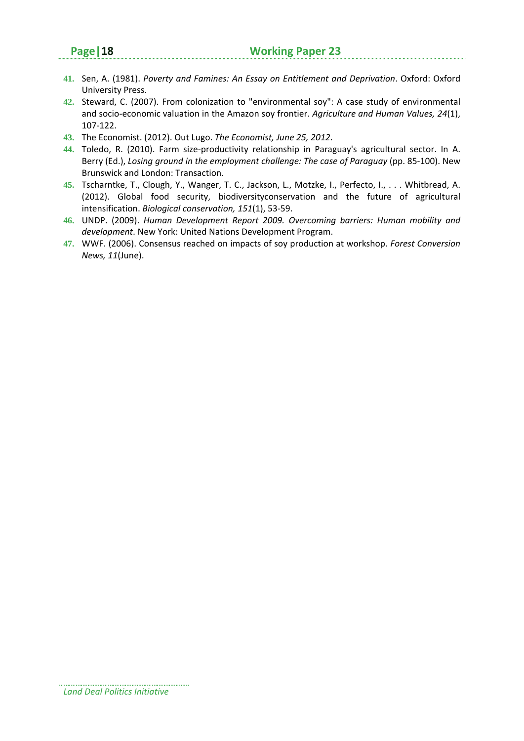41. Sen, A. (1981). *Poverty and Famines: An Essay on Entitlement and Deprivation*. Oxford: Oxford University Press.
42. Steward, C. (2007). From colonization to "environmental soy": A case study of environmental and socio-economic valuation in the Amazon soy frontier. *Agriculture and Human Values, 24*(1), 107-122.
43. The Economist. (2012). Out Lugo. *The Economist, June 25, 2012*.
44. Toledo, R. (2010). Farm size-productivity relationship in Paraguay's agricultural sector. In A. Berry (Ed.), *Losing ground in the employment challenge: The case of Paraguay* (pp. 85-100). New Brunswick and London: Transaction.
45. Tscharntke, T., Clough, Y., Wanger, T. C., Jackson, L., Motzke, I., Perfecto, I., . . . Whitbread, A. (2012). Global food security, biodiversityconservation and the future of agricultural intensification. *Biological conservation, 151*(1), 53-59.
46. UNDP. (2009). *Human Development Report 2009. Overcoming barriers: Human mobility and development*. New York: United Nations Development Program.
47. WWF. (2006). Consensus reached on impacts of soy production at workshop. *Forest Conversion News, 11*(June).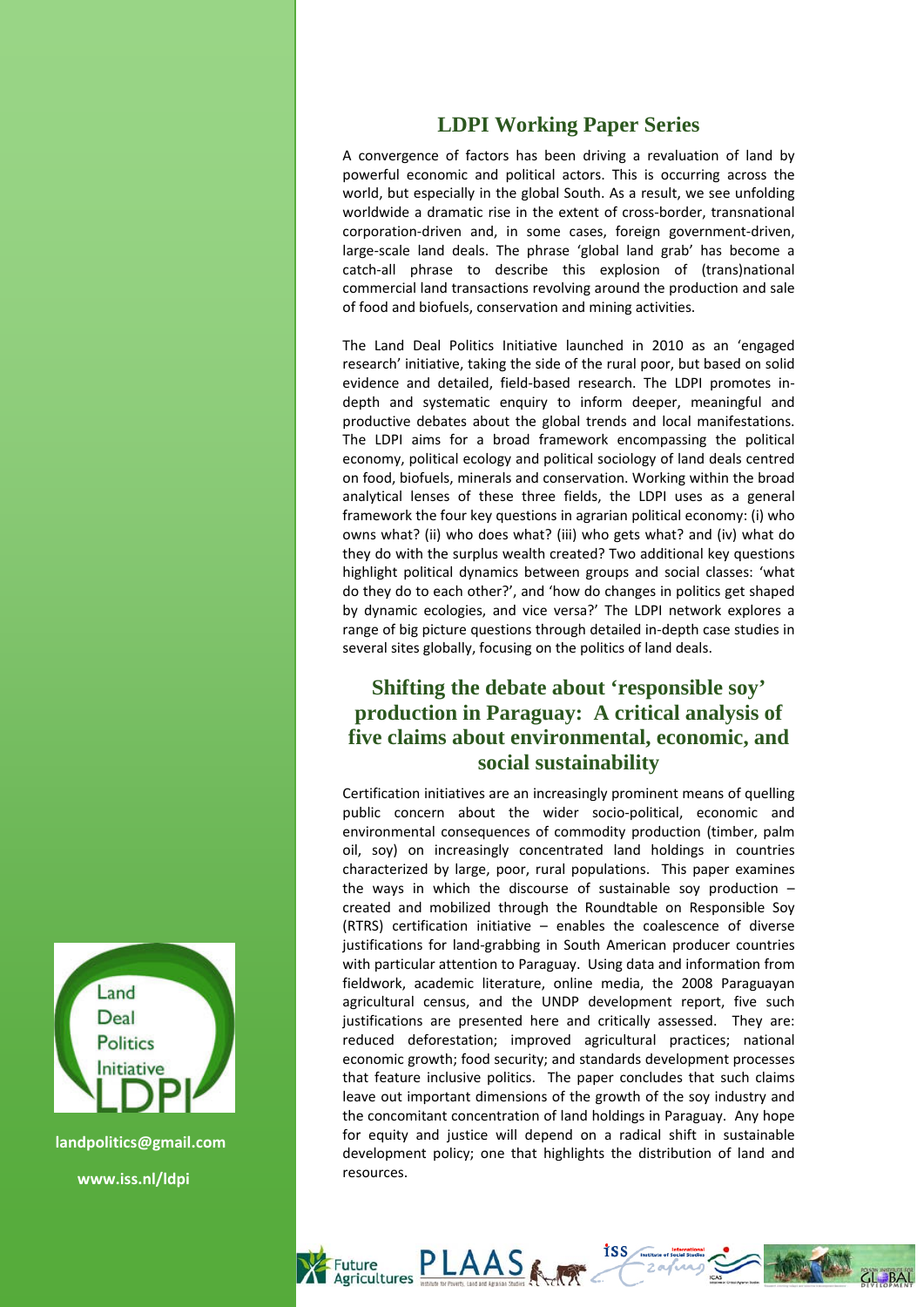## LDPI Working Paper Series

A convergence of factors has been driving a revaluation of land by powerful economic and political actors. This is occurring across the world, but especially in the global South. As a result, we see unfolding worldwide a dramatic rise in the extent of cross-border, transnational corporation-driven and, in some cases, foreign government-driven, large-scale land deals. The phrase 'global land grab' has become a catch-all phrase to describe this explosion of (trans)national commercial land transactions revolving around the production and sale of food and biofuels, conservation and mining activities.

The Land Deal Politics Initiative launched in 2010 as an 'engaged research' initiative, taking the side of the rural poor, but based on solid evidence and detailed, field-based research. The LDPI promotes in-depth and systematic enquiry to inform deeper, meaningful and productive debates about the global trends and local manifestations. The LDPI aims for a broad framework encompassing the political economy, political ecology and political sociology of land deals centred on food, biofuels, minerals and conservation. Working within the broad analytical lenses of these three fields, the LDPI uses as a general framework the four key questions in agrarian political economy: (i) who owns what? (ii) who does what? (iii) who gets what? and (iv) what do they do with the surplus wealth created? Two additional key questions highlight political dynamics between groups and social classes: 'what do they do to each other?', and 'how do changes in politics get shaped by dynamic ecologies, and vice versa?' The LDPI network explores a range of big picture questions through detailed in-depth case studies in several sites globally, focusing on the politics of land deals.

## Shifting the debate about 'responsible soy' production in Paraguay: A critical analysis of five claims about environmental, economic, and social sustainability

Certification initiatives are an increasingly prominent means of quelling public concern about the wider socio-political, economic and environmental consequences of commodity production (timber, palm oil, soy) on increasingly concentrated land holdings in countries characterized by large, poor, rural populations. This paper examines the ways in which the discourse of sustainable soy production – created and mobilized through the Roundtable on Responsible Soy (RTRS) certification initiative – enables the coalescence of diverse justifications for land-grabbing in South American producer countries with particular attention to Paraguay. Using data and information from fieldwork, academic literature, online media, the 2008 Paraguayan agricultural census, and the UNDP development report, five such justifications are presented here and critically assessed. They are: reduced deforestation; improved agricultural practices; national economic growth; food security; and standards development processes that feature inclusive politics. The paper concludes that such claims leave out important dimensions of the growth of the soy industry and the concomitant concentration of land holdings in Paraguay. Any hope for equity and justice will depend on a radical shift in sustainable development policy; one that highlights the distribution of land and resources.

Land Deal Politics Initiative LDPI

landpolitics@gmail.com

www.iss.nl/ldpi